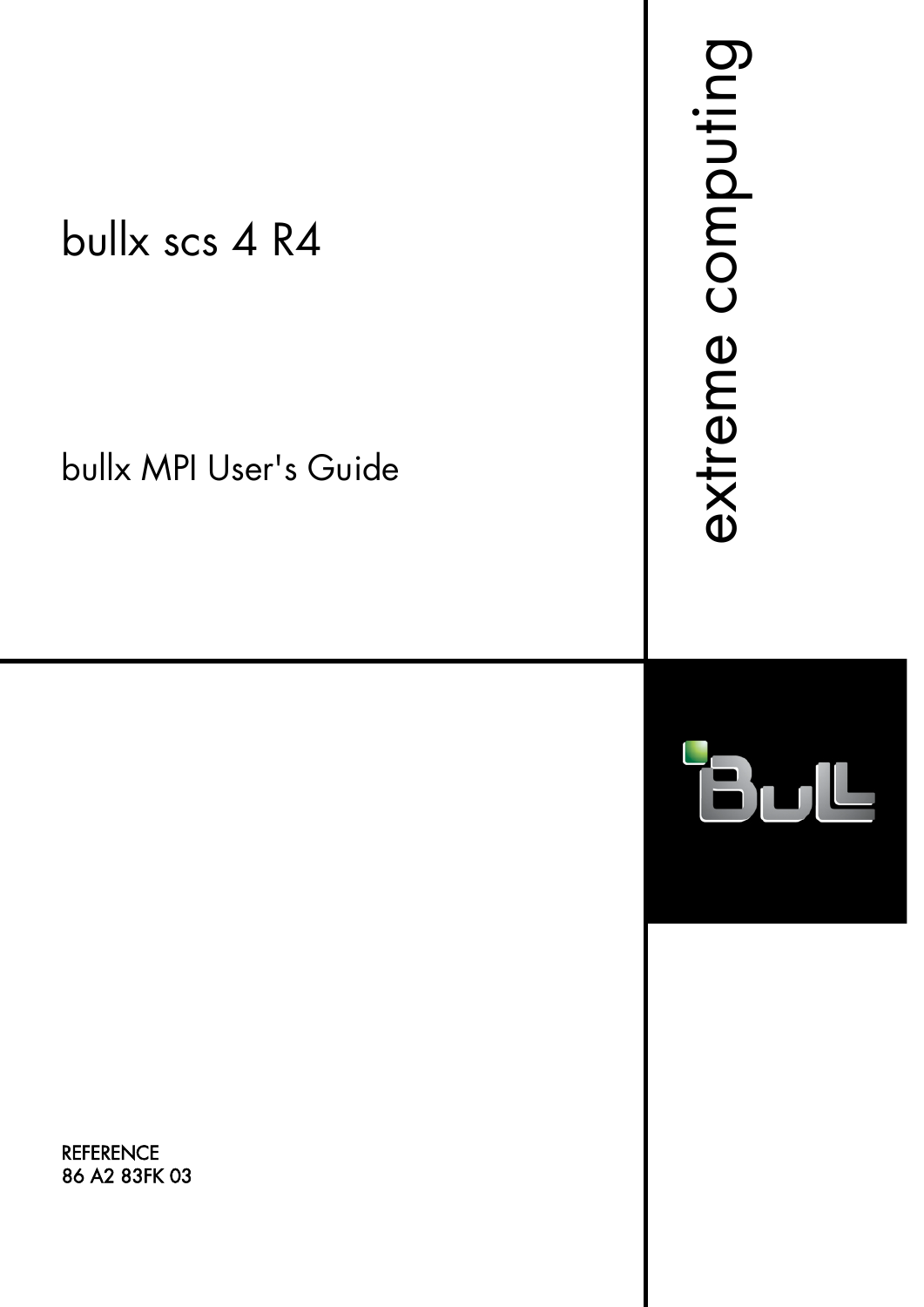# bullx scs 4 R4

## bullx MPI User's Guide

extreme computing

REFERENCE
86 A2 83FK 03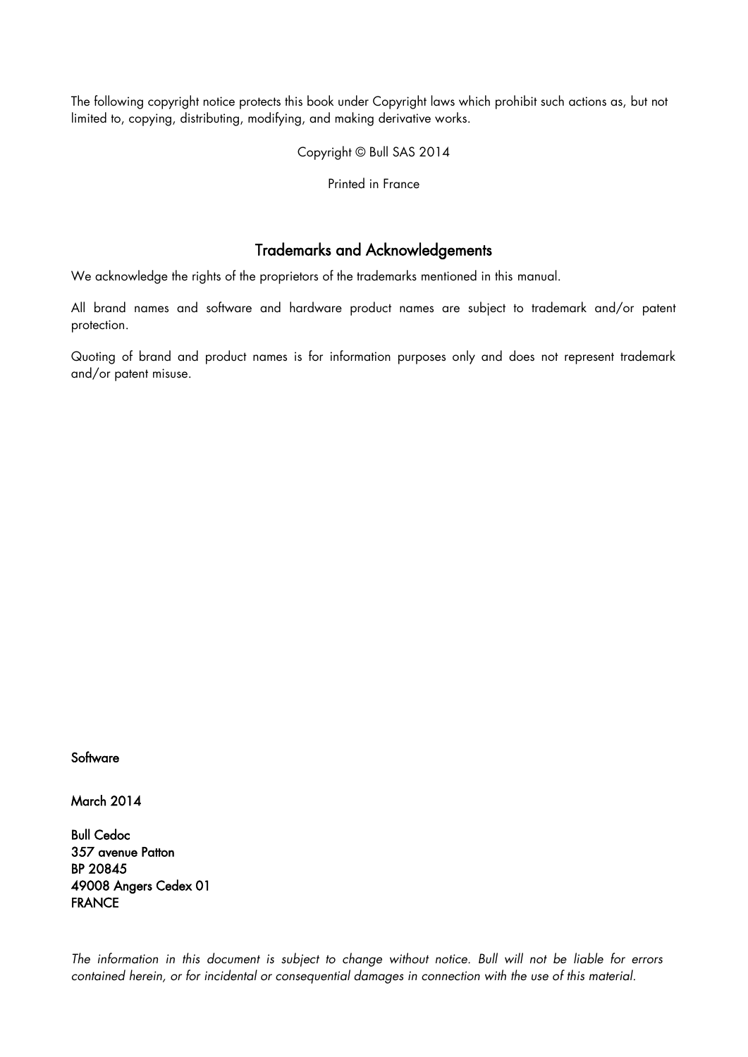The following copyright notice protects this book under Copyright laws which prohibit such actions as, but not limited to, copying, distributing, modifying, and making derivative works.

Copyright © Bull SAS 2014

Printed in France

## Trademarks and Acknowledgements

We acknowledge the rights of the proprietors of the trademarks mentioned in this manual.

All brand names and software and hardware product names are subject to trademark and/or patent protection.

Quoting of brand and product names is for information purposes only and does not represent trademark and/or patent misuse.

**Software**

**March 2014**

**Bull Cedoc**
**357 avenue Patton**
**BP 20845**
**49008 Angers Cedex 01**
**FRANCE**

*The information in this document is subject to change without notice. Bull will not be liable for errors contained herein, or for incidental or consequential damages in connection with the use of this material.*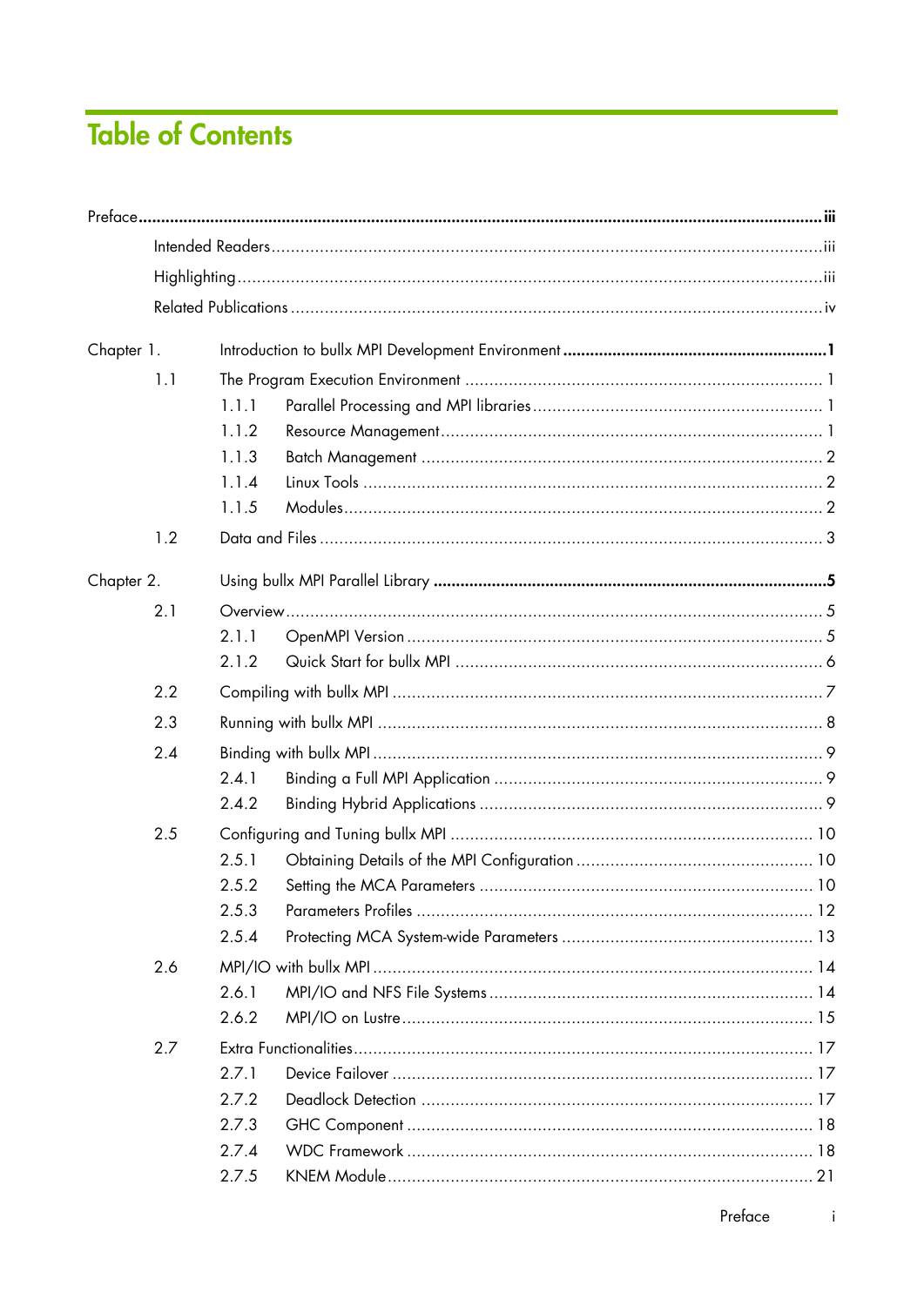# Table of Contents

**Preface** ..... **iii**

- Intended Readers ..... iii
- Highlighting ..... iii
- Related Publications ..... iv

**Chapter 1. Introduction to bullx MPI Development Environment** ..... **1**

- 1.1 The Program Execution Environment ..... 1
  - 1.1.1 Parallel Processing and MPI libraries ..... 1
  - 1.1.2 Resource Management ..... 1
  - 1.1.3 Batch Management ..... 2
  - 1.1.4 Linux Tools ..... 2
  - 1.1.5 Modules ..... 2
- 1.2 Data and Files ..... 3

**Chapter 2. Using bullx MPI Parallel Library** ..... **5**

- 2.1 Overview ..... 5
  - 2.1.1 OpenMPI Version ..... 5
  - 2.1.2 Quick Start for bullx MPI ..... 6
- 2.2 Compiling with bullx MPI ..... 7
- 2.3 Running with bullx MPI ..... 8
- 2.4 Binding with bullx MPI ..... 9
  - 2.4.1 Binding a Full MPI Application ..... 9
  - 2.4.2 Binding Hybrid Applications ..... 9
- 2.5 Configuring and Tuning bullx MPI ..... 10
  - 2.5.1 Obtaining Details of the MPI Configuration ..... 10
  - 2.5.2 Setting the MCA Parameters ..... 10
  - 2.5.3 Parameters Profiles ..... 12
  - 2.5.4 Protecting MCA System-wide Parameters ..... 13
- 2.6 MPI/IO with bullx MPI ..... 14
  - 2.6.1 MPI/IO and NFS File Systems ..... 14
  - 2.6.2 MPI/IO on Lustre ..... 15
- 2.7 Extra Functionalities ..... 17
  - 2.7.1 Device Failover ..... 17
  - 2.7.2 Deadlock Detection ..... 17
  - 2.7.3 GHC Component ..... 18
  - 2.7.4 WDC Framework ..... 18
  - 2.7.5 KNEM Module ..... 21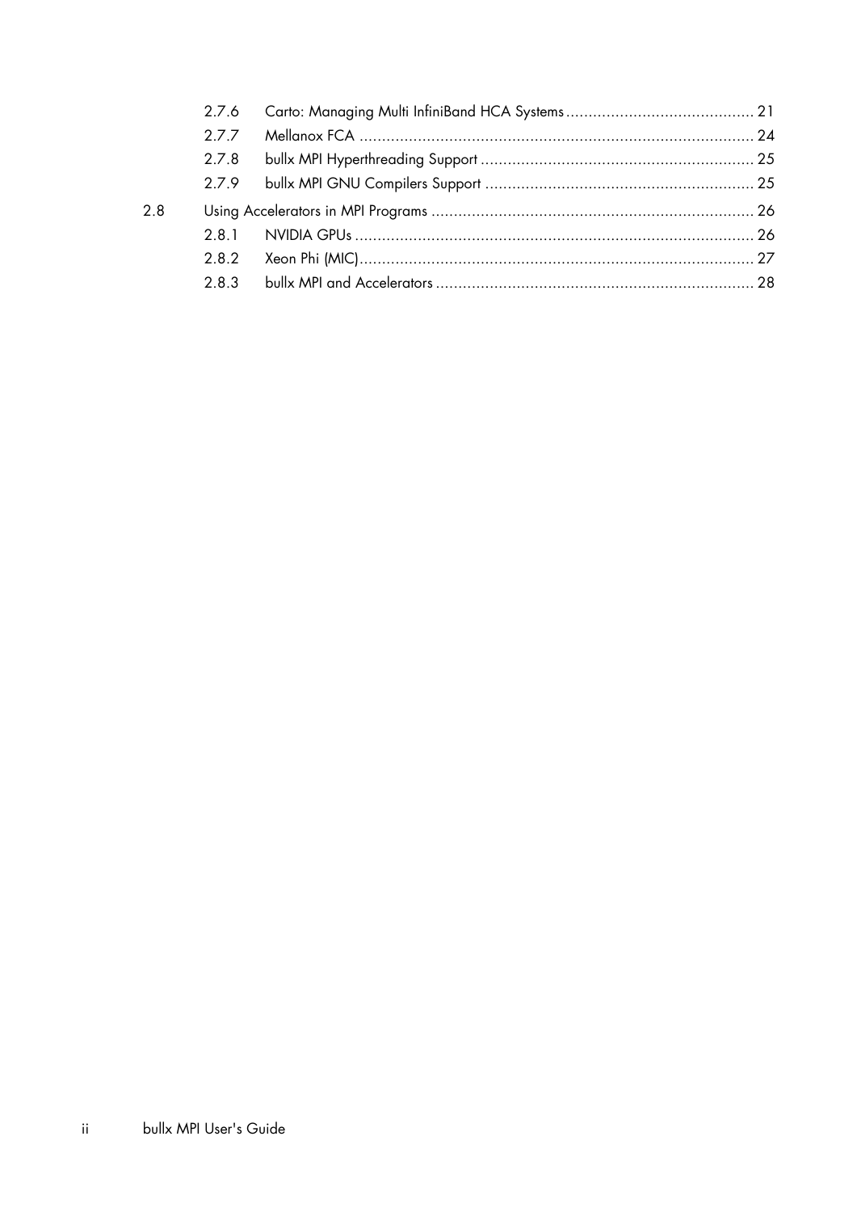| | | | |
|---|---|---|---|
| | 2.7.6 | Carto: Managing Multi InfiniBand HCA Systems | 21 |
| | 2.7.7 | Mellanox FCA | 24 |
| | 2.7.8 | bullx MPI Hyperthreading Support | 25 |
| | 2.7.9 | bullx MPI GNU Compilers Support | 25 |
| 2.8 | | Using Accelerators in MPI Programs | 26 |
| | 2.8.1 | NVIDIA GPUs | 26 |
| | 2.8.2 | Xeon Phi (MIC) | 27 |
| | 2.8.3 | bullx MPI and Accelerators | 28 |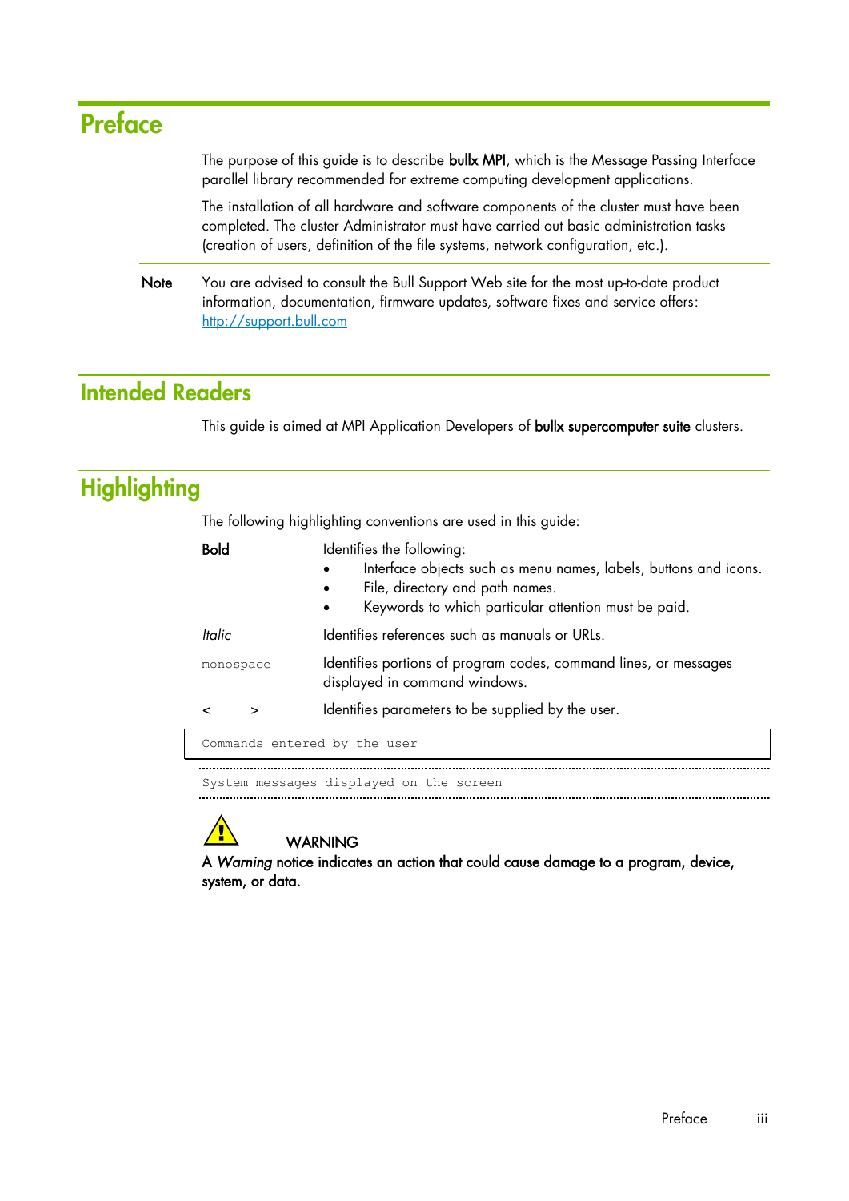# Preface

The purpose of this guide is to describe **bullx MPI**, which is the Message Passing Interface parallel library recommended for extreme computing development applications.

The installation of all hardware and software components of the cluster must have been completed. The cluster Administrator must have carried out basic administration tasks (creation of users, definition of the file systems, network configuration, etc.).

**Note** You are advised to consult the Bull Support Web site for the most up-to-date product information, documentation, firmware updates, software fixes and service offers: http://support.bull.com

# Intended Readers

This guide is aimed at MPI Application Developers of **bullx supercomputer suite** clusters.

# Highlighting

The following highlighting conventions are used in this guide:

**Bold** Identifies the following:

- Interface objects such as menu names, labels, buttons and icons.
- File, directory and path names.
- Keywords to which particular attention must be paid.

*Italic* Identifies references such as manuals or URLs.

`monospace` Identifies portions of program codes, command lines, or messages displayed in command windows.

< > Identifies parameters to be supplied by the user.

```
Commands entered by the user
```

```
System messages displayed on the screen
```

**WARNING**
**A *Warning* notice indicates an action that could cause damage to a program, device, system, or data.**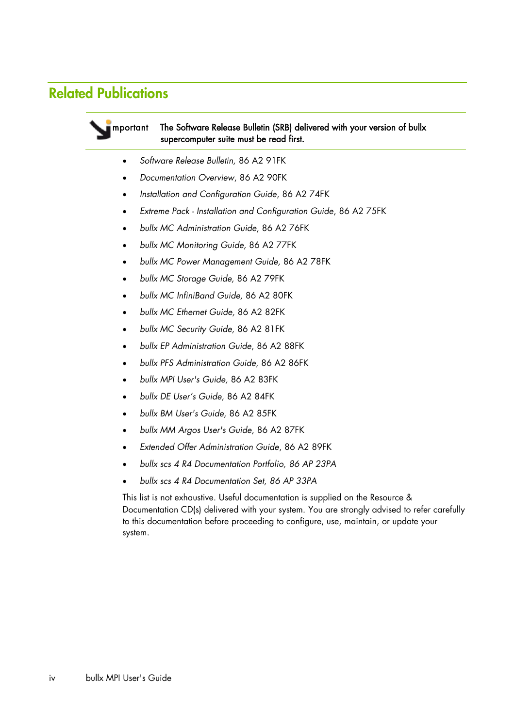# Related Publications

**Important** The Software Release Bulletin (SRB) delivered with your version of bullx supercomputer suite must be read first.

- *Software Release Bulletin*, 86 A2 91FK
- *Documentation Overview*, 86 A2 90FK
- *Installation and Configuration Guide*, 86 A2 74FK
- *Extreme Pack - Installation and Configuration Guide*, 86 A2 75FK
- *bullx MC Administration Guide*, 86 A2 76FK
- *bullx MC Monitoring Guide*, 86 A2 77FK
- *bullx MC Power Management Guide*, 86 A2 78FK
- *bullx MC Storage Guide*, 86 A2 79FK
- *bullx MC InfiniBand Guide*, 86 A2 80FK
- *bullx MC Ethernet Guide*, 86 A2 82FK
- *bullx MC Security Guide*, 86 A2 81FK
- *bullx EP Administration Guide*, 86 A2 88FK
- *bullx PFS Administration Guide*, 86 A2 86FK
- *bullx MPI User's Guide*, 86 A2 83FK
- *bullx DE User's Guide*, 86 A2 84FK
- *bullx BM User's Guide*, 86 A2 85FK
- *bullx MM Argos User's Guide*, 86 A2 87FK
- *Extended Offer Administration Guide*, 86 A2 89FK
- *bullx scs 4 R4 Documentation Portfolio, 86 AP 23PA*
- *bullx scs 4 R4 Documentation Set, 86 AP 33PA*

This list is not exhaustive. Useful documentation is supplied on the Resource & Documentation CD(s) delivered with your system. You are strongly advised to refer carefully to this documentation before proceeding to configure, use, maintain, or update your system.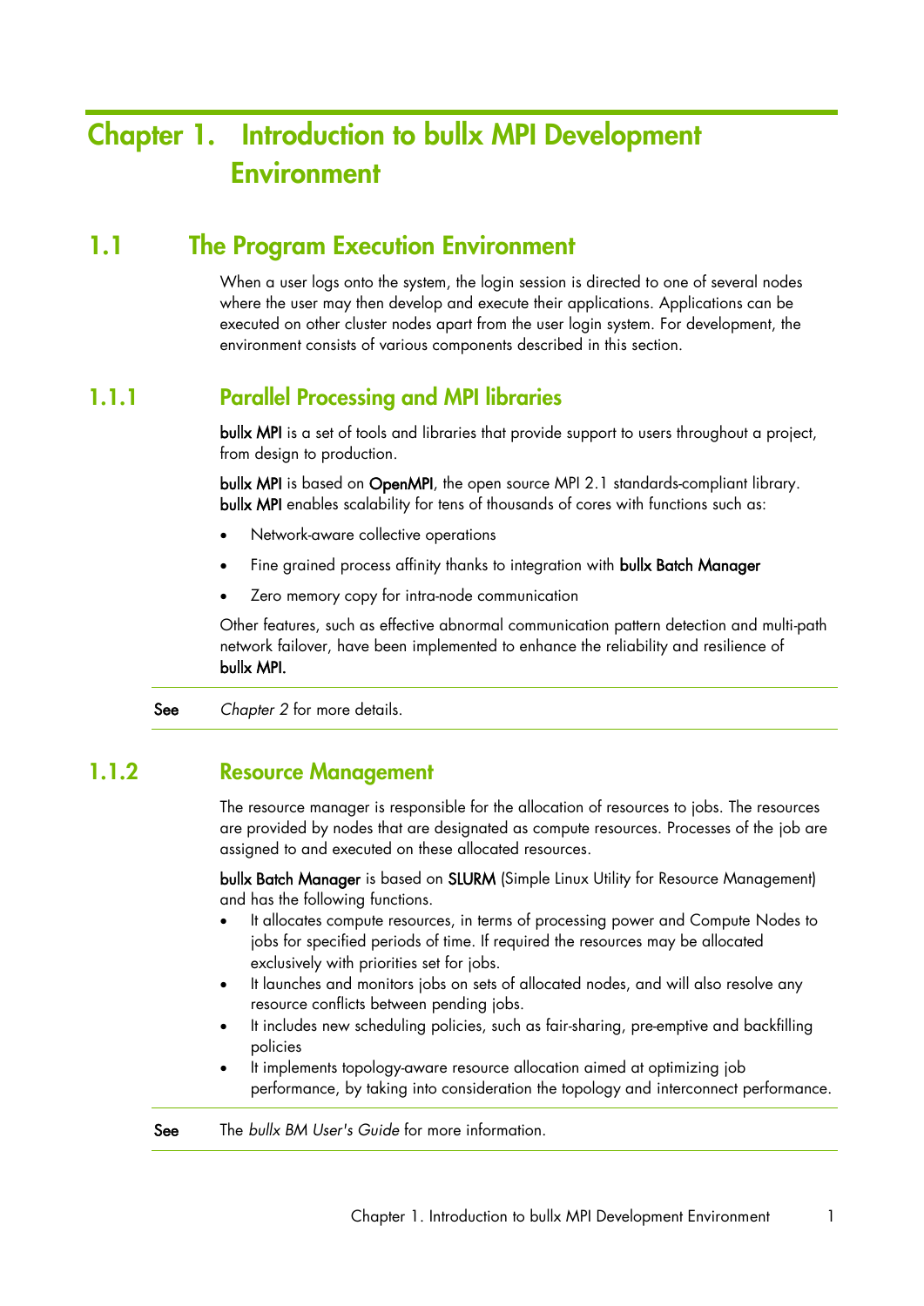# Chapter 1. Introduction to bullx MPI Development Environment

## 1.1 The Program Execution Environment

When a user logs onto the system, the login session is directed to one of several nodes where the user may then develop and execute their applications. Applications can be executed on other cluster nodes apart from the user login system. For development, the environment consists of various components described in this section.

### 1.1.1 Parallel Processing and MPI libraries

**bullx MPI** is a set of tools and libraries that provide support to users throughout a project, from design to production.

**bullx MPI** is based on **OpenMPI**, the open source MPI 2.1 standards-compliant library. **bullx MPI** enables scalability for tens of thousands of cores with functions such as:

- Network-aware collective operations
- Fine grained process affinity thanks to integration with **bullx Batch Manager**
- Zero memory copy for intra-node communication

Other features, such as effective abnormal communication pattern detection and multi-path network failover, have been implemented to enhance the reliability and resilience of **bullx MPI.**

**See** *Chapter 2* for more details.

### 1.1.2 Resource Management

The resource manager is responsible for the allocation of resources to jobs. The resources are provided by nodes that are designated as compute resources. Processes of the job are assigned to and executed on these allocated resources.

**bullx Batch Manager** is based on **SLURM** (Simple Linux Utility for Resource Management) and has the following functions.

- It allocates compute resources, in terms of processing power and Compute Nodes to jobs for specified periods of time. If required the resources may be allocated exclusively with priorities set for jobs.
- It launches and monitors jobs on sets of allocated nodes, and will also resolve any resource conflicts between pending jobs.
- It includes new scheduling policies, such as fair-sharing, pre-emptive and backfilling policies
- It implements topology-aware resource allocation aimed at optimizing job performance, by taking into consideration the topology and interconnect performance.

**See** The *bullx BM User's Guide* for more information.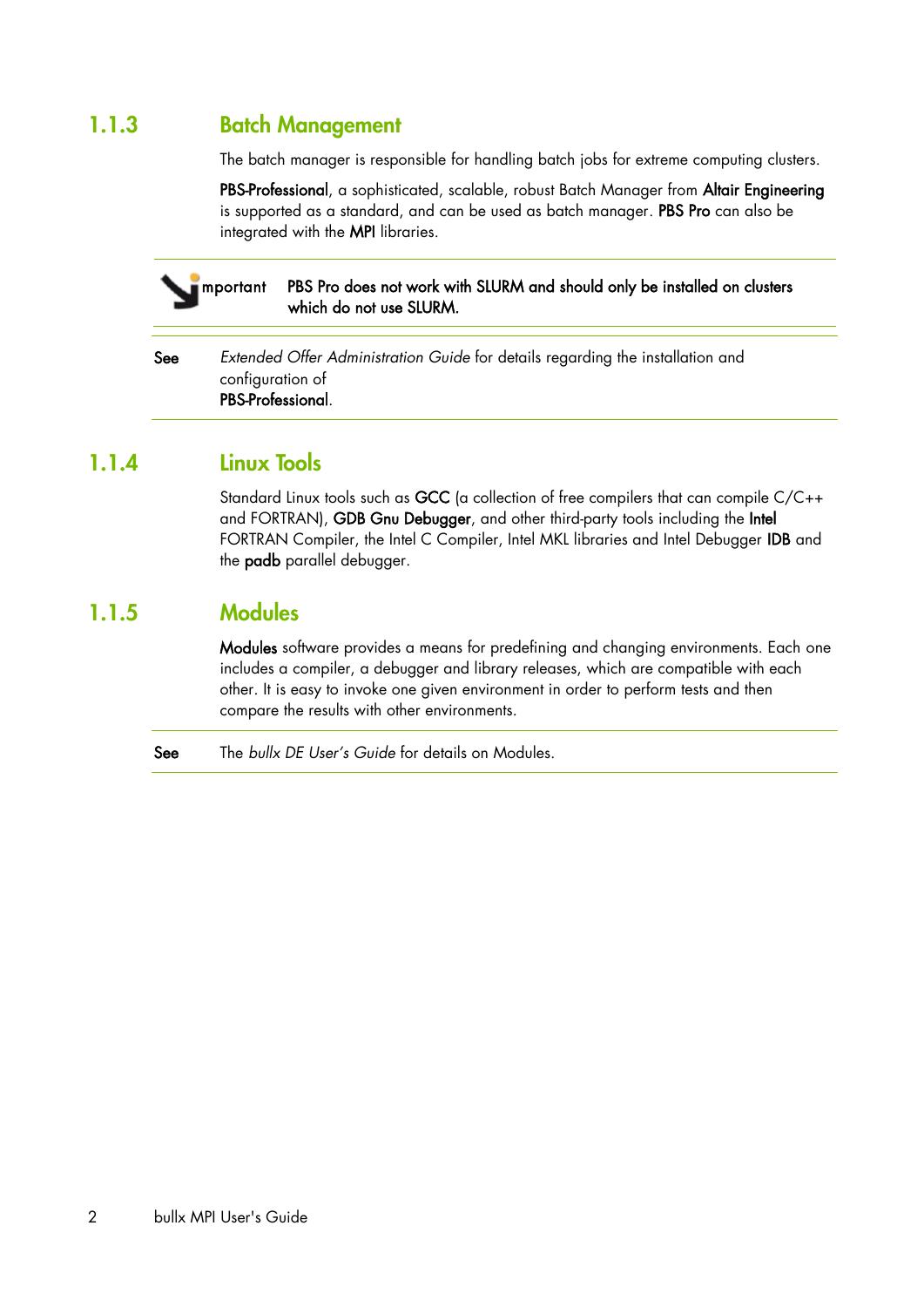### 1.1.3 Batch Management

The batch manager is responsible for handling batch jobs for extreme computing clusters.

**PBS-Professional**, a sophisticated, scalable, robust Batch Manager from **Altair Engineering** is supported as a standard, and can be used as batch manager. **PBS Pro** can also be integrated with the **MPI** libraries.

**Important** PBS Pro does not work with SLURM and should only be installed on clusters which do not use SLURM.

**See** *Extended Offer Administration Guide* for details regarding the installation and configuration of **PBS-Professional**.

### 1.1.4 Linux Tools

Standard Linux tools such as **GCC** (a collection of free compilers that can compile C/C++ and FORTRAN), **GDB Gnu Debugger**, and other third-party tools including the **Intel** FORTRAN Compiler, the Intel C Compiler, Intel MKL libraries and Intel Debugger **IDB** and the **padb** parallel debugger.

### 1.1.5 Modules

**Modules** software provides a means for predefining and changing environments. Each one includes a compiler, a debugger and library releases, which are compatible with each other. It is easy to invoke one given environment in order to perform tests and then compare the results with other environments.

**See** The *bullx DE User's Guide* for details on Modules.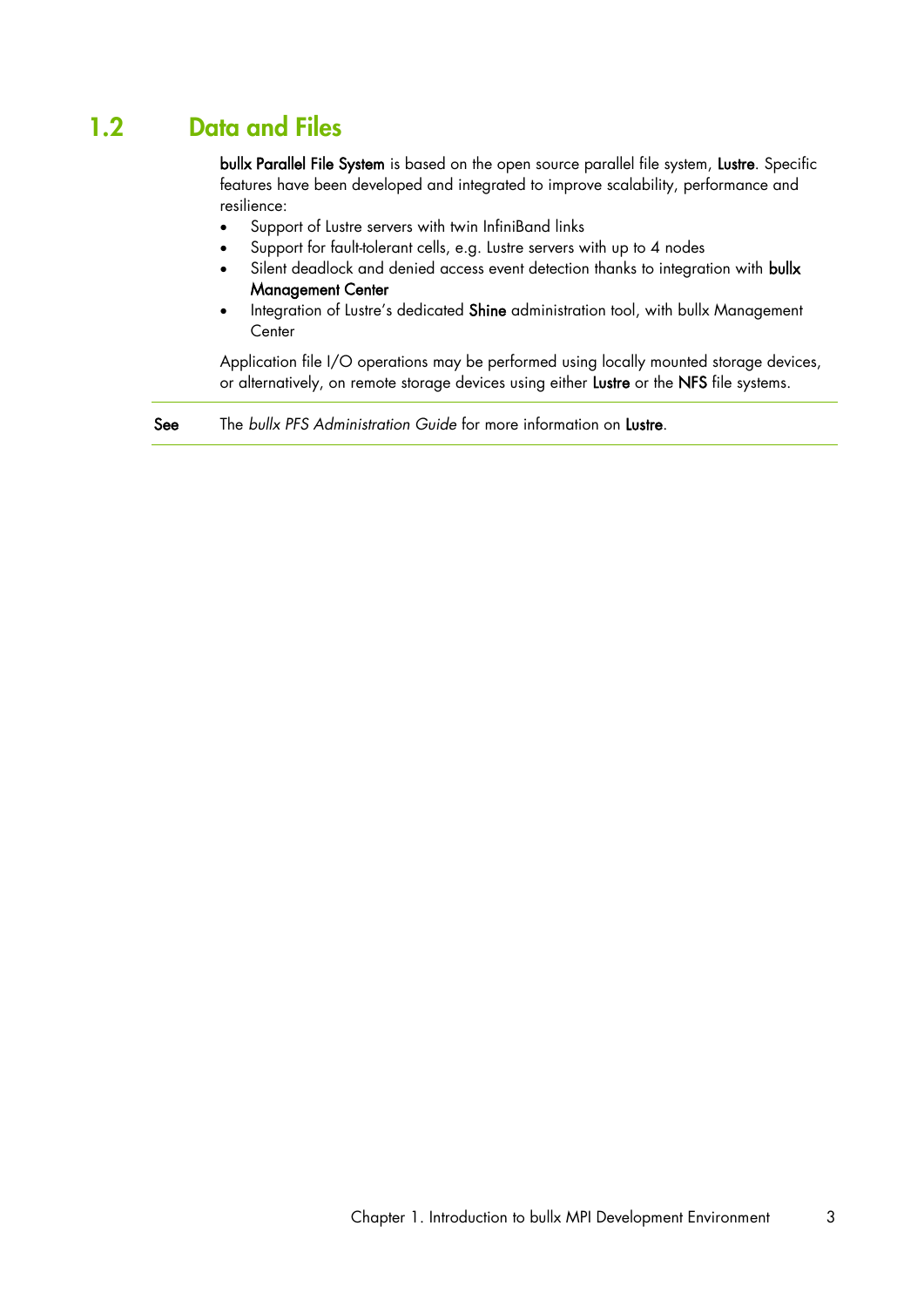## 1.2 Data and Files

**bullx Parallel File System** is based on the open source parallel file system, **Lustre**. Specific features have been developed and integrated to improve scalability, performance and resilience:

- Support of Lustre servers with twin InfiniBand links
- Support for fault-tolerant cells, e.g. Lustre servers with up to 4 nodes
- Silent deadlock and denied access event detection thanks to integration with **bullx Management Center**
- Integration of Lustre's dedicated **Shine** administration tool, with bullx Management Center

Application file I/O operations may be performed using locally mounted storage devices, or alternatively, on remote storage devices using either **Lustre** or the **NFS** file systems.

---

**See** The *bullx PFS Administration Guide* for more information on **Lustre**.

---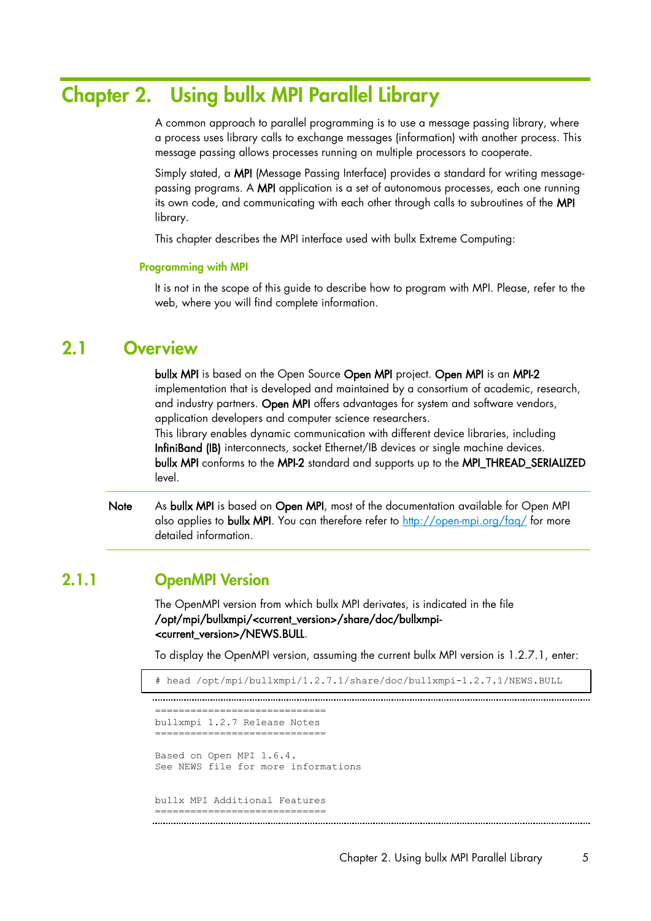# Chapter 2. Using bullx MPI Parallel Library

A common approach to parallel programming is to use a message passing library, where a process uses library calls to exchange messages (information) with another process. This message passing allows processes running on multiple processors to cooperate.

Simply stated, a **MPI** (Message Passing Interface) provides a standard for writing message-passing programs. A **MPI** application is a set of autonomous processes, each one running its own code, and communicating with each other through calls to subroutines of the **MPI** library.

This chapter describes the MPI interface used with bullx Extreme Computing:

**Programming with MPI**

It is not in the scope of this guide to describe how to program with MPI. Please, refer to the web, where you will find complete information.

## 2.1 Overview

**bullx MPI** is based on the Open Source **Open MPI** project. **Open MPI** is an **MPI-2** implementation that is developed and maintained by a consortium of academic, research, and industry partners. **Open MPI** offers advantages for system and software vendors, application developers and computer science researchers.
This library enables dynamic communication with different device libraries, including **InfiniBand (IB)** interconnects, socket Ethernet/IB devices or single machine devices.
**bullx MPI** conforms to the **MPI-2** standard and supports up to the **MPI_THREAD_SERIALIZED** level.

**Note** As **bullx MPI** is based on **Open MPI**, most of the documentation available for Open MPI also applies to **bullx MPI**. You can therefore refer to http://open-mpi.org/faq/ for more detailed information.

### 2.1.1 OpenMPI Version

The OpenMPI version from which bullx MPI derivates, is indicated in the file **/opt/mpi/bullxmpi/<current_version>/share/doc/bullxmpi-<current_version>/NEWS.BULL**.

To display the OpenMPI version, assuming the current bullx MPI version is 1.2.7.1, enter:

```
# head /opt/mpi/bullxmpi/1.2.7.1/share/doc/bullxmpi-1.2.7.1/NEWS.BULL
```

```
=============================
bullxmpi 1.2.7 Release Notes
=============================

Based on Open MPI 1.6.4.
See NEWS file for more informations


bullx MPI Additional Features
=============================
```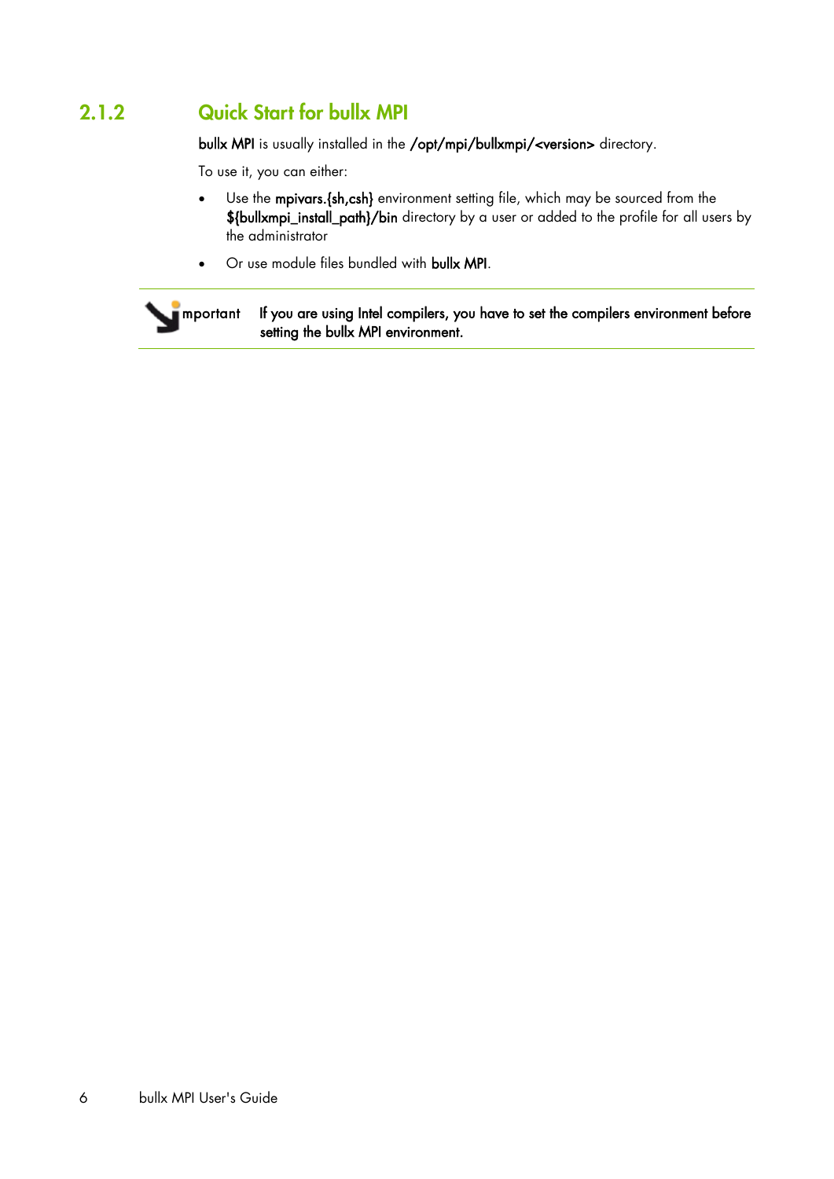### 2.1.2 Quick Start for bullx MPI

**bullx MPI** is usually installed in the **/opt/mpi/bullxmpi/<version>** directory.

To use it, you can either:

- Use the **mpivars.{sh,csh}** environment setting file, which may be sourced from the **${bullxmpi_install_path}/bin** directory by a user or added to the profile for all users by the administrator
- Or use module files bundled with **bullx MPI**.

---

**Important** **If you are using Intel compilers, you have to set the compilers environment before setting the bullx MPI environment.**

---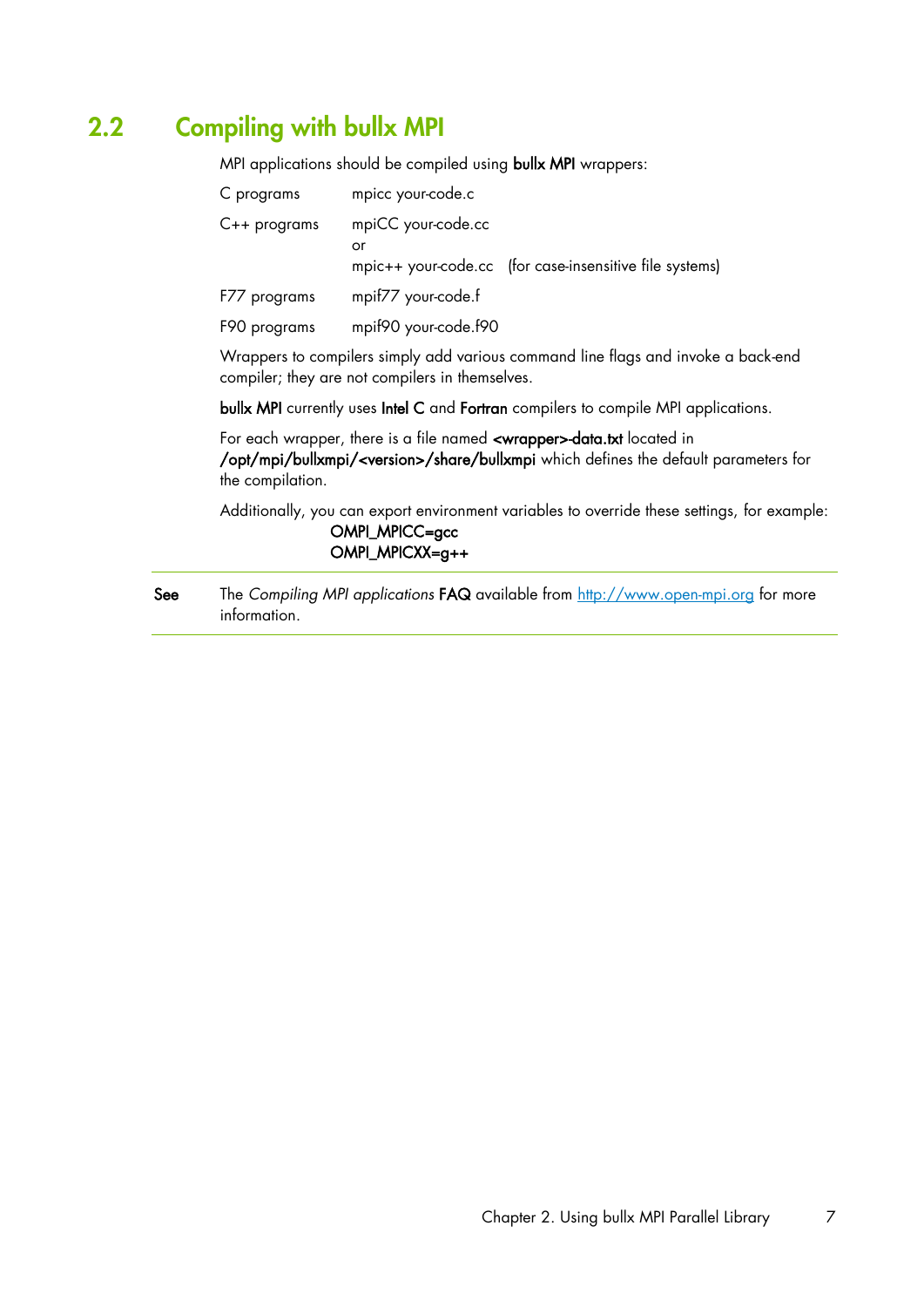## 2.2 Compiling with bullx MPI

MPI applications should be compiled using **bullx MPI** wrappers:

| | |
|---|---|
| C programs | mpicc your-code.c |
| C++ programs | mpiCC your-code.cc<br>or<br>mpic++ your-code.cc (for case-insensitive file systems) |
| F77 programs | mpif77 your-code.f |
| F90 programs | mpif90 your-code.f90 |

Wrappers to compilers simply add various command line flags and invoke a back-end compiler; they are not compilers in themselves.

**bullx MPI** currently uses **Intel C** and **Fortran** compilers to compile MPI applications.

For each wrapper, there is a file named **<wrapper>-data.txt** located in **/opt/mpi/bullxmpi/<version>/share/bullxmpi** which defines the default parameters for the compilation.

Additionally, you can export environment variables to override these settings, for example:

```
OMPI_MPICC=gcc
OMPI_MPICXX=g++
```

**See** The *Compiling MPI applications* **FAQ** available from http://www.open-mpi.org for more information.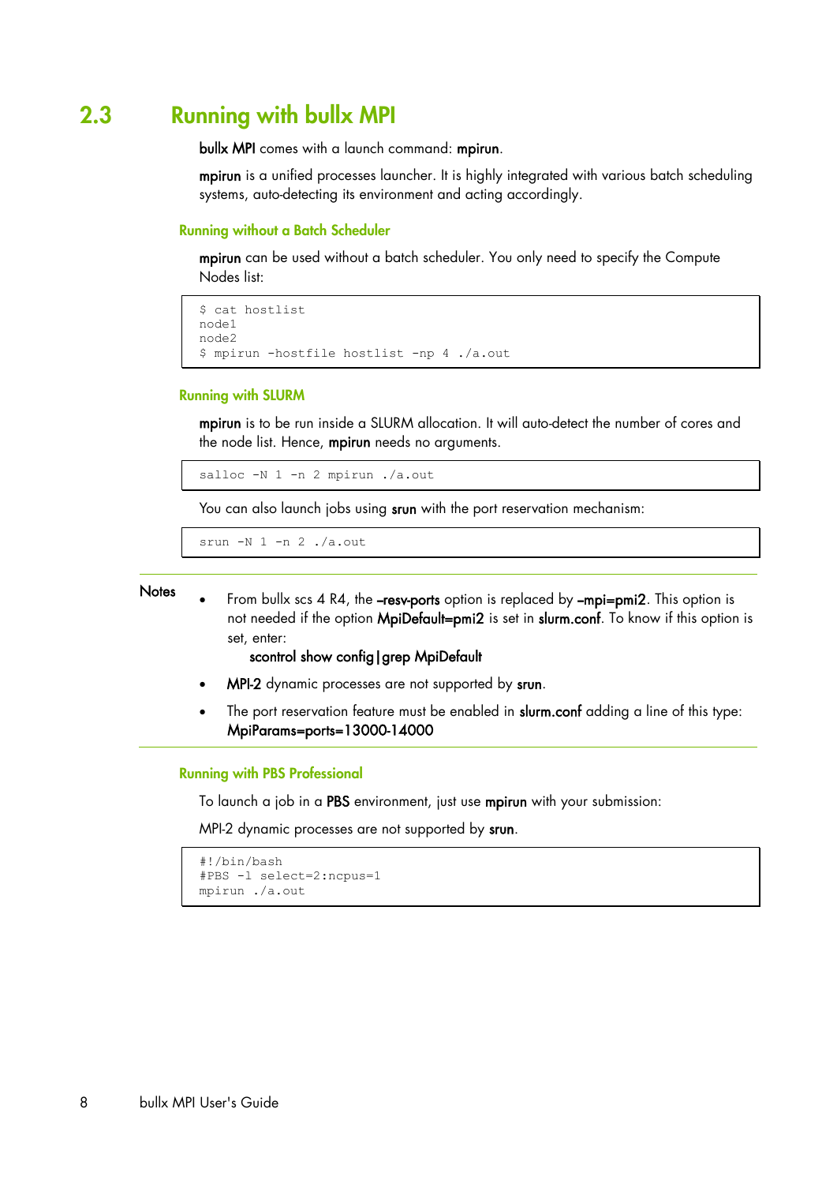## 2.3 Running with bullx MPI

**bullx MPI** comes with a launch command: **mpirun**.

**mpirun** is a unified processes launcher. It is highly integrated with various batch scheduling systems, auto-detecting its environment and acting accordingly.

### Running without a Batch Scheduler

**mpirun** can be used without a batch scheduler. You only need to specify the Compute Nodes list:

```
$ cat hostlist
node1
node2
$ mpirun -hostfile hostlist -np 4 ./a.out
```

### Running with SLURM

**mpirun** is to be run inside a SLURM allocation. It will auto-detect the number of cores and the node list. Hence, **mpirun** needs no arguments.

```
salloc -N 1 -n 2 mpirun ./a.out
```

You can also launch jobs using **srun** with the port reservation mechanism:

```
srun -N 1 -n 2 ./a.out
```

**Notes**

- From bullx scs 4 R4, the **–resv-ports** option is replaced by **–mpi=pmi2**. This option is not needed if the option **MpiDefault=pmi2** is set in **slurm.conf**. To know if this option is set, enter:
  **scontrol show config|grep MpiDefault**
- **MPI-2** dynamic processes are not supported by **srun**.
- The port reservation feature must be enabled in **slurm.conf** adding a line of this type: **MpiParams=ports=13000-14000**

### Running with PBS Professional

To launch a job in a **PBS** environment, just use **mpirun** with your submission:

MPI-2 dynamic processes are not supported by **srun**.

```
#!/bin/bash
#PBS -l select=2:ncpus=1
mpirun ./a.out
```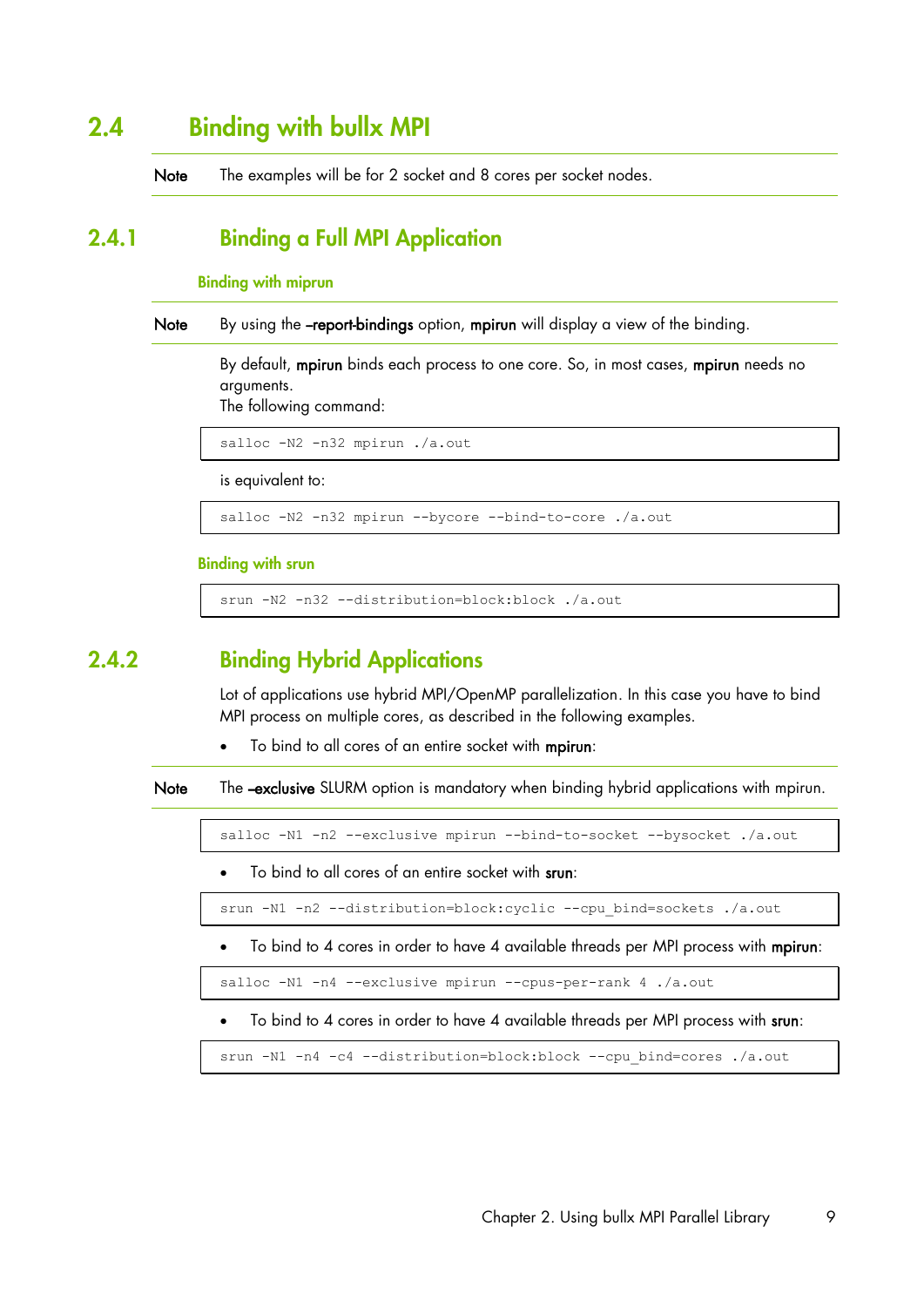## 2.4 Binding with bullx MPI

**Note** The examples will be for 2 socket and 8 cores per socket nodes.

### 2.4.1 Binding a Full MPI Application

#### Binding with miprun

**Note** By using the **–report-bindings** option, **mpirun** will display a view of the binding.

By default, **mpirun** binds each process to one core. So, in most cases, **mpirun** needs no arguments.
The following command:

```
salloc -N2 -n32 mpirun ./a.out
```

is equivalent to:

```
salloc -N2 -n32 mpirun --bycore --bind-to-core ./a.out
```

#### Binding with srun

```
srun -N2 -n32 --distribution=block:block ./a.out
```

### 2.4.2 Binding Hybrid Applications

Lot of applications use hybrid MPI/OpenMP parallelization. In this case you have to bind MPI process on multiple cores, as described in the following examples.

- To bind to all cores of an entire socket with **mpirun**:

**Note** The **–exclusive** SLURM option is mandatory when binding hybrid applications with mpirun.

```
salloc -N1 -n2 --exclusive mpirun --bind-to-socket --bysocket ./a.out
```

- To bind to all cores of an entire socket with **srun**:

```
srun -N1 -n2 --distribution=block:cyclic --cpu_bind=sockets ./a.out
```

- To bind to 4 cores in order to have 4 available threads per MPI process with **mpirun**:

```
salloc -N1 -n4 --exclusive mpirun --cpus-per-rank 4 ./a.out
```

- To bind to 4 cores in order to have 4 available threads per MPI process with **srun**:

```
srun -N1 -n4 -c4 --distribution=block:block --cpu_bind=cores ./a.out
```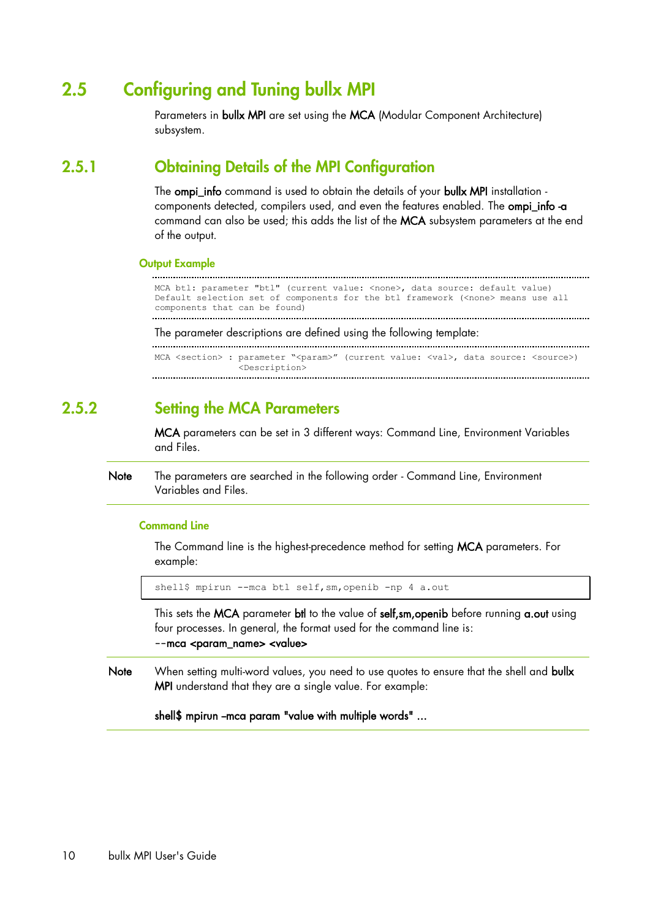## 2.5 Configuring and Tuning bullx MPI

Parameters in **bullx MPI** are set using the **MCA** (Modular Component Architecture) subsystem.

### 2.5.1 Obtaining Details of the MPI Configuration

The **ompi_info** command is used to obtain the details of your **bullx MPI** installation - components detected, compilers used, and even the features enabled. The **ompi_info -a** command can also be used; this adds the list of the **MCA** subsystem parameters at the end of the output.

#### Output Example

```
MCA btl: parameter "btl" (current value: <none>, data source: default value)
Default selection set of components for the btl framework (<none> means use all
components that can be found)
```

The parameter descriptions are defined using the following template:

```
MCA <section> : parameter "<param>" (current value: <val>, data source: <source>)
                <Description>
```

### 2.5.2 Setting the MCA Parameters

**MCA** parameters can be set in 3 different ways: Command Line, Environment Variables and Files.

**Note** The parameters are searched in the following order - Command Line, Environment Variables and Files.

#### Command Line

The Command line is the highest-precedence method for setting **MCA** parameters. For example:

```
shell$ mpirun --mca btl self,sm,openib -np 4 a.out
```

This sets the **MCA** parameter **btl** to the value of **self,sm,openib** before running **a.out** using four processes. In general, the format used for the command line is:
**--mca <param_name> <value>**

**Note** When setting multi-word values, you need to use quotes to ensure that the shell and **bullx MPI** understand that they are a single value. For example:

**shell$ mpirun –mca param "value with multiple words" ...**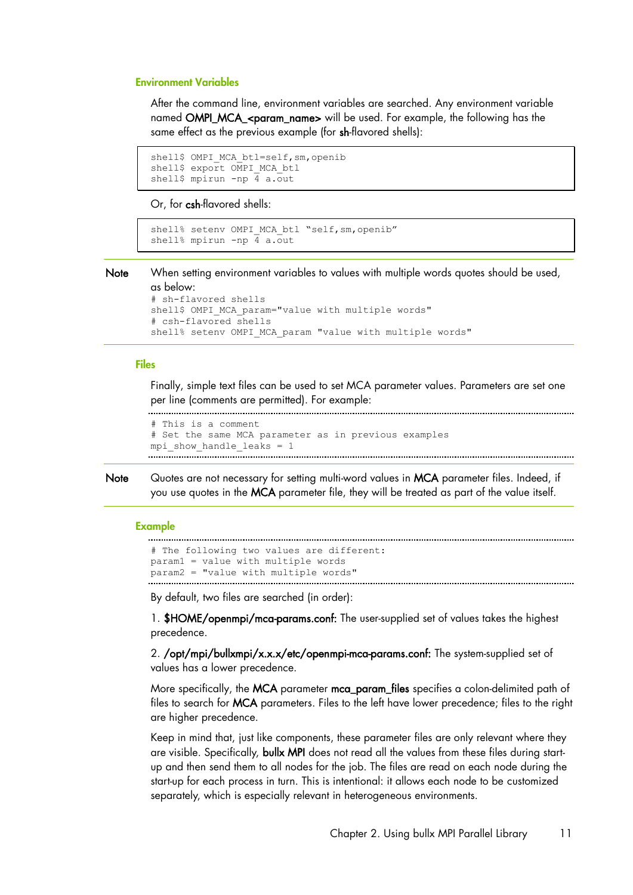### Environment Variables

After the command line, environment variables are searched. Any environment variable named **OMPI_MCA_<param_name>** will be used. For example, the following has the same effect as the previous example (for **sh**-flavored shells):

```
shell$ OMPI_MCA_btl=self,sm,openib
shell$ export OMPI_MCA_btl
shell$ mpirun -np 4 a.out
```

Or, for **csh**-flavored shells:

```
shell% setenv OMPI_MCA_btl "self,sm,openib"
shell% mpirun -np 4 a.out
```

**Note** When setting environment variables to values with multiple words quotes should be used, as below:

```
# sh-flavored shells
shell$ OMPI_MCA_param="value with multiple words"
# csh-flavored shells
shell% setenv OMPI_MCA_param "value with multiple words"
```

### Files

Finally, simple text files can be used to set MCA parameter values. Parameters are set one per line (comments are permitted). For example:

```
# This is a comment
# Set the same MCA parameter as in previous examples
mpi_show_handle_leaks = 1
```

**Note** Quotes are not necessary for setting multi-word values in **MCA** parameter files. Indeed, if you use quotes in the **MCA** parameter file, they will be treated as part of the value itself.

### Example

```
# The following two values are different:
param1 = value with multiple words
param2 = "value with multiple words"
```

By default, two files are searched (in order):

1. **$HOME/openmpi/mca-params.conf:** The user-supplied set of values takes the highest precedence.

2. **/opt/mpi/bullxmpi/x.x.x/etc/openmpi-mca-params.conf:** The system-supplied set of values has a lower precedence.

More specifically, the **MCA** parameter **mca_param_files** specifies a colon-delimited path of files to search for **MCA** parameters. Files to the left have lower precedence; files to the right are higher precedence.

Keep in mind that, just like components, these parameter files are only relevant where they are visible. Specifically, **bullx MPI** does not read all the values from these files during start-up and then send them to all nodes for the job. The files are read on each node during the start-up for each process in turn. This is intentional: it allows each node to be customized separately, which is especially relevant in heterogeneous environments.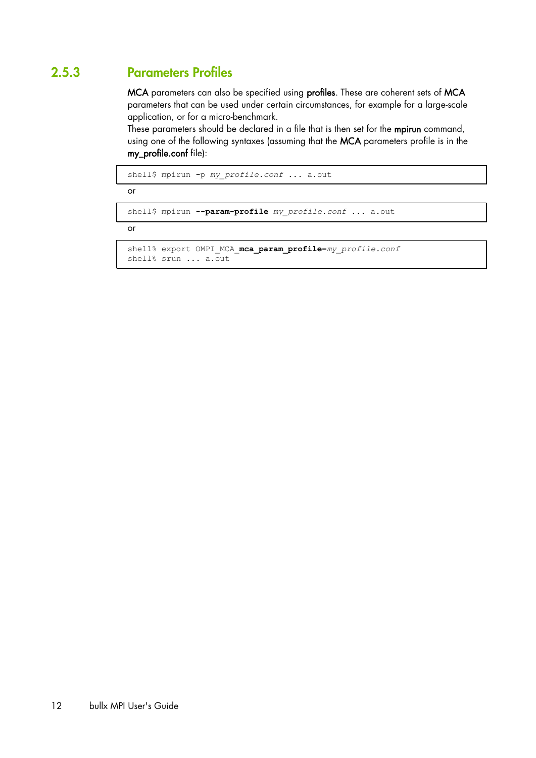### 2.5.3 Parameters Profiles

**MCA** parameters can also be specified using **profiles**. These are coherent sets of **MCA** parameters that can be used under certain circumstances, for example for a large-scale application, or for a micro-benchmark.
These parameters should be declared in a file that is then set for the **mpirun** command, using one of the following syntaxes (assuming that the **MCA** parameters profile is in the **my_profile.conf** file):

```
shell$ mpirun -p my_profile.conf ... a.out
```

or

```
shell$ mpirun --param-profile my_profile.conf ... a.out
```

or

```
shell% export OMPI_MCA_mca_param_profile=my_profile.conf
shell% srun ... a.out
```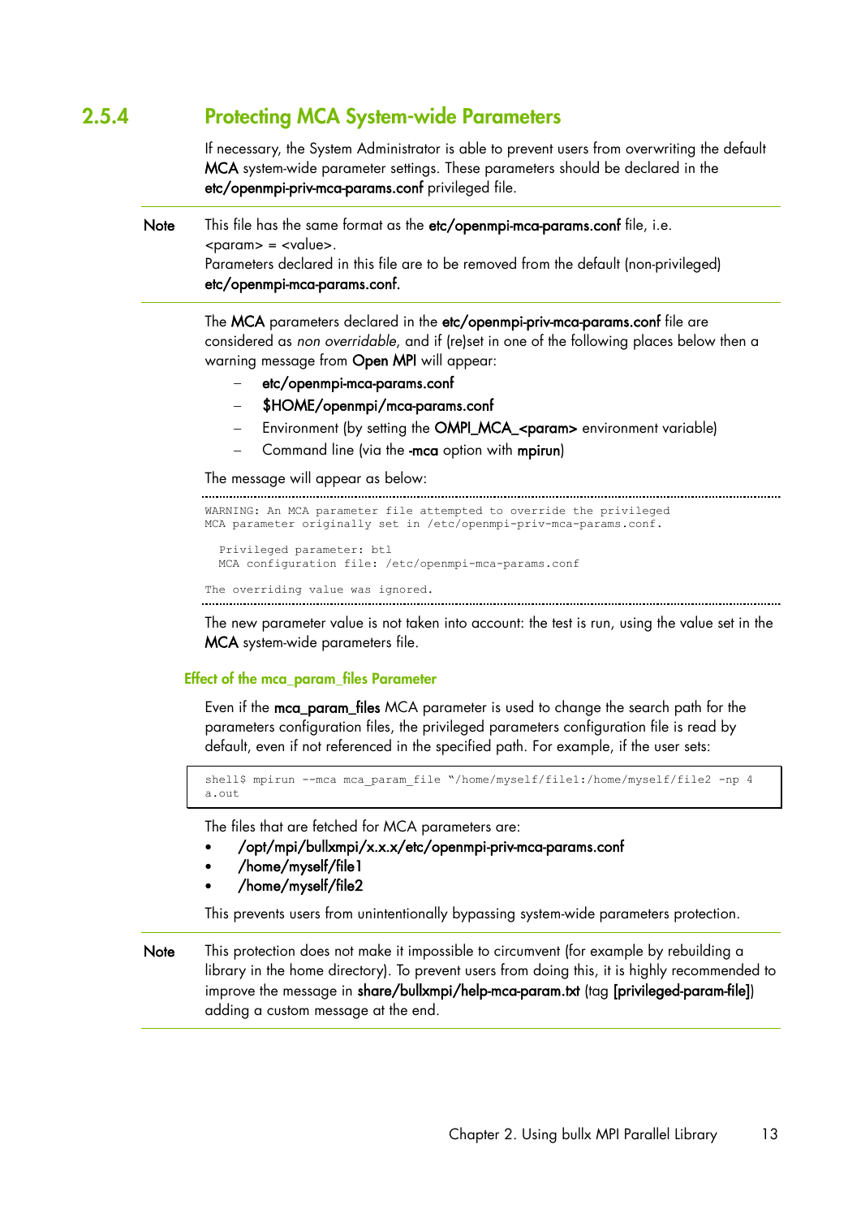### 2.5.4 Protecting MCA System-wide Parameters

If necessary, the System Administrator is able to prevent users from overwriting the default **MCA** system-wide parameter settings. These parameters should be declared in the **etc/openmpi-priv-mca-params.conf** privileged file.

**Note** This file has the same format as the **etc/openmpi-mca-params.conf** file, i.e. <param> = <value>.
Parameters declared in this file are to be removed from the default (non-privileged) **etc/openmpi-mca-params.conf.**

The **MCA** parameters declared in the **etc/openmpi-priv-mca-params.conf** file are considered as *non overridable*, and if (re)set in one of the following places below then a warning message from **Open MPI** will appear:

- **etc/openmpi-mca-params.conf**
- **$HOME/openmpi/mca-params.conf**
- Environment (by setting the **OMPI_MCA_<param>** environment variable)
- Command line (via the **-mca** option with **mpirun**)

The message will appear as below:

```
WARNING: An MCA parameter file attempted to override the privileged
MCA parameter originally set in /etc/openmpi-priv-mca-params.conf.

  Privileged parameter: btl
  MCA configuration file: /etc/openmpi-mca-params.conf

The overriding value was ignored.
```

The new parameter value is not taken into account: the test is run, using the value set in the **MCA** system-wide parameters file.

#### Effect of the mca_param_files Parameter

Even if the **mca_param_files** MCA parameter is used to change the search path for the parameters configuration files, the privileged parameters configuration file is read by default, even if not referenced in the specified path. For example, if the user sets:

```
shell$ mpirun --mca mca_param_file "/home/myself/file1:/home/myself/file2 -np 4
a.out
```

The files that are fetched for MCA parameters are:

- **/opt/mpi/bullxmpi/x.x.x/etc/openmpi-priv-mca-params.conf**
- **/home/myself/file1**
- **/home/myself/file2**

This prevents users from unintentionally bypassing system-wide parameters protection.

**Note** This protection does not make it impossible to circumvent (for example by rebuilding a library in the home directory). To prevent users from doing this, it is highly recommended to improve the message in **share/bullxmpi/help-mca-param.txt** (tag **[privileged-param-file]**) adding a custom message at the end.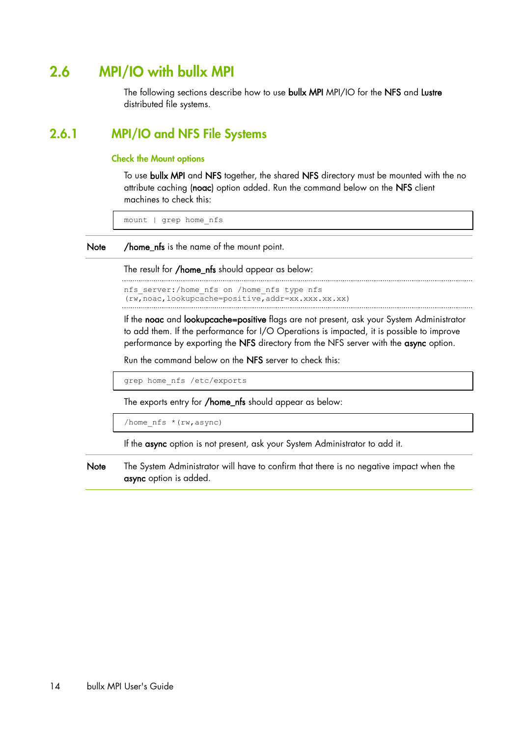## 2.6 MPI/IO with bullx MPI

The following sections describe how to use **bullx MPI** MPI/IO for the **NFS** and **Lustre** distributed file systems.

### 2.6.1 MPI/IO and NFS File Systems

#### Check the Mount options

To use **bullx MPI** and **NFS** together, the shared **NFS** directory must be mounted with the no attribute caching (**noac**) option added. Run the command below on the **NFS** client machines to check this:

```
mount | grep home_nfs
```

**Note** **/home_nfs** is the name of the mount point.

The result for **/home_nfs** should appear as below:

```
nfs_server:/home_nfs on /home_nfs type nfs
(rw,noac,lookupcache=positive,addr=xx.xxx.xx.xx)
```

If the **noac** and **lookupcache=positive** flags are not present, ask your System Administrator to add them. If the performance for I/O Operations is impacted, it is possible to improve performance by exporting the **NFS** directory from the NFS server with the **async** option.

Run the command below on the **NFS** server to check this:

```
grep home_nfs /etc/exports
```

The exports entry for **/home_nfs** should appear as below:

```
/home_nfs *(rw,async)
```

If the **async** option is not present, ask your System Administrator to add it.

**Note** The System Administrator will have to confirm that there is no negative impact when the **async** option is added.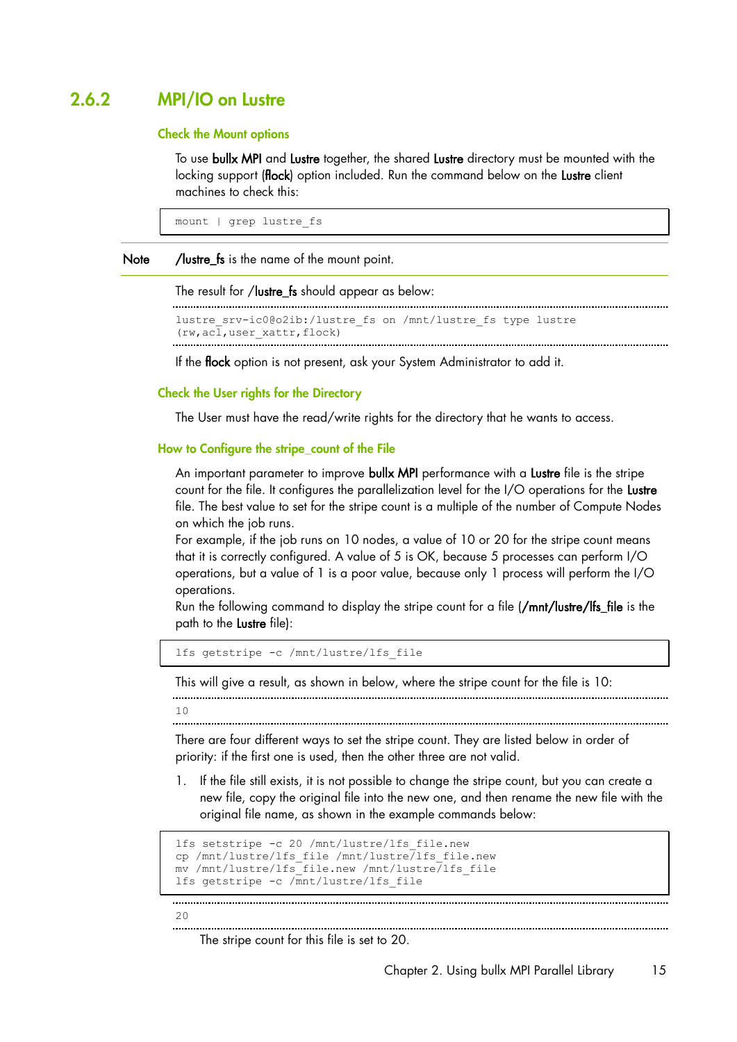## 2.6.2 MPI/IO on Lustre

### Check the Mount options

To use **bullx MPI** and **Lustre** together, the shared **Lustre** directory must be mounted with the locking support (**flock**) option included. Run the command below on the **Lustre** client machines to check this:

```
mount | grep lustre_fs
```

**Note** **/lustre_fs** is the name of the mount point.

The result for /**lustre_fs** should appear as below:

```
lustre_srv-ic0@o2ib:/lustre_fs on /mnt/lustre_fs type lustre
(rw,acl,user_xattr,flock)
```

If the **flock** option is not present, ask your System Administrator to add it.

### Check the User rights for the Directory

The User must have the read/write rights for the directory that he wants to access.

### How to Configure the stripe_count of the File

An important parameter to improve **bullx MPI** performance with a **Lustre** file is the stripe count for the file. It configures the parallelization level for the I/O operations for the **Lustre** file. The best value to set for the stripe count is a multiple of the number of Compute Nodes on which the job runs.
For example, if the job runs on 10 nodes, a value of 10 or 20 for the stripe count means that it is correctly configured. A value of 5 is OK, because 5 processes can perform I/O operations, but a value of 1 is a poor value, because only 1 process will perform the I/O operations.
Run the following command to display the stripe count for a file (**/mnt/lustre/lfs_file** is the path to the **Lustre** file):

```
lfs getstripe -c /mnt/lustre/lfs_file
```

This will give a result, as shown in below, where the stripe count for the file is 10:

```
10
```

There are four different ways to set the stripe count. They are listed below in order of priority: if the first one is used, then the other three are not valid.

1. If the file still exists, it is not possible to change the stripe count, but you can create a new file, copy the original file into the new one, and then rename the new file with the original file name, as shown in the example commands below:

```
lfs setstripe -c 20 /mnt/lustre/lfs_file.new
cp /mnt/lustre/lfs_file /mnt/lustre/lfs_file.new
mv /mnt/lustre/lfs_file.new /mnt/lustre/lfs_file
lfs getstripe -c /mnt/lustre/lfs_file
```

```
20
```

The stripe count for this file is set to 20.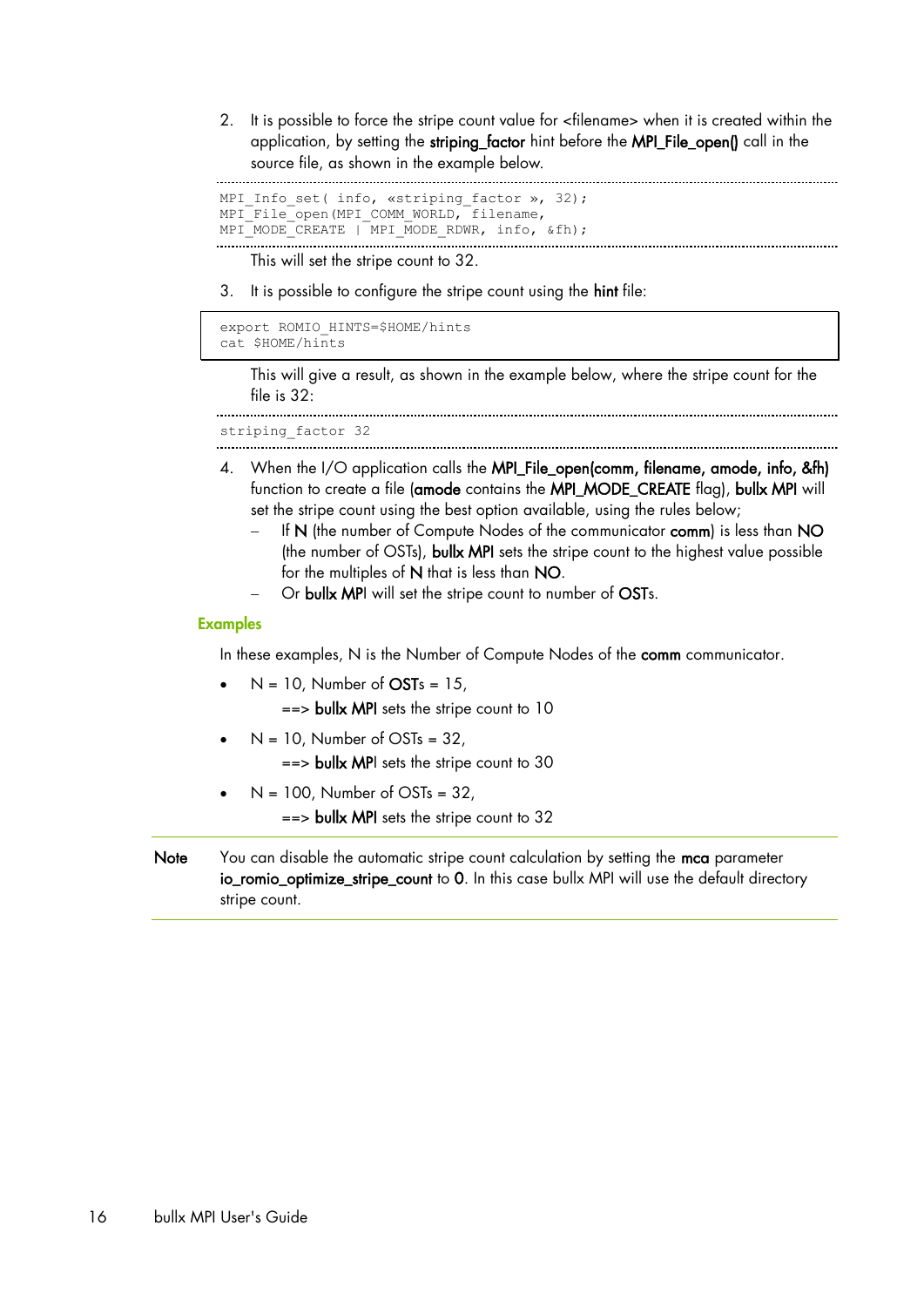2. It is possible to force the stripe count value for <filename> when it is created within the application, by setting the **striping_factor** hint before the **MPI_File_open()** call in the source file, as shown in the example below.

```
MPI_Info_set( info, «striping_factor », 32);
MPI_File_open(MPI_COMM_WORLD, filename,
MPI_MODE_CREATE | MPI_MODE_RDWR, info, &fh);
```

   This will set the stripe count to 32.

3. It is possible to configure the stripe count using the **hint** file:

```
export ROMIO_HINTS=$HOME/hints
cat $HOME/hints
```

   This will give a result, as shown in the example below, where the stripe count for the file is 32:

```
striping_factor 32
```

4. When the I/O application calls the **MPI_File_open(comm, filename, amode, info, &fh)** function to create a file (**amode** contains the **MPI_MODE_CREATE** flag), **bullx MPI** will set the stripe count using the best option available, using the rules below;
   – If **N** (the number of Compute Nodes of the communicator **comm**) is less than **NO** (the number of OSTs), **bullx MPI** sets the stripe count to the highest value possible for the multiples of **N** that is less than **NO**.
   – Or **bullx MPI** will set the stripe count to number of **OST**s.

### Examples

In these examples, N is the Number of Compute Nodes of the **comm** communicator.

- N = 10, Number of **OST**s = 15,
  ==> **bullx MPI** sets the stripe count to 10
- N = 10, Number of OSTs = 32,
  ==> **bullx MP**I sets the stripe count to 30
- N = 100, Number of OSTs = 32,
  ==> **bullx MPI** sets the stripe count to 32

**Note** You can disable the automatic stripe count calculation by setting the **mca** parameter **io_romio_optimize_stripe_count** to **0**. In this case bullx MPI will use the default directory stripe count.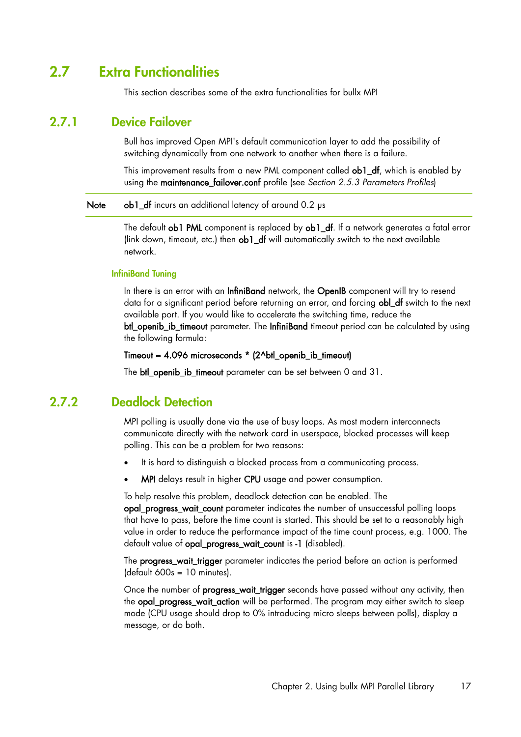## 2.7 Extra Functionalities

This section describes some of the extra functionalities for bullx MPI

### 2.7.1 Device Failover

Bull has improved Open MPI's default communication layer to add the possibility of switching dynamically from one network to another when there is a failure.

This improvement results from a new PML component called **ob1_df**, which is enabled by using the **maintenance_failover.conf** profile (see *Section 2.5.3 Parameters Profiles*)

---

**Note** **ob1_df** incurs an additional latency of around 0.2 µs

---

The default **ob1 PML** component is replaced by **ob1_df**. If a network generates a fatal error (link down, timeout, etc.) then **ob1_df** will automatically switch to the next available network.

#### InfiniBand Tuning

In there is an error with an **InfiniBand** network, the **OpenIB** component will try to resend data for a significant period before returning an error, and forcing **obl_df** switch to the next available port. If you would like to accelerate the switching time, reduce the **btl_openib_ib_timeout** parameter. The **InfiniBand** timeout period can be calculated by using the following formula:

**Timeout = 4.096 microseconds * (2^btl_openib_ib_timeout)**

The **btl_openib_ib_timeout** parameter can be set between 0 and 31.

### 2.7.2 Deadlock Detection

MPI polling is usually done via the use of busy loops. As most modern interconnects communicate directly with the network card in userspace, blocked processes will keep polling. This can be a problem for two reasons:

- It is hard to distinguish a blocked process from a communicating process.
- **MPI** delays result in higher **CPU** usage and power consumption.

To help resolve this problem, deadlock detection can be enabled. The **opal_progress_wait_count** parameter indicates the number of unsuccessful polling loops that have to pass, before the time count is started. This should be set to a reasonably high value in order to reduce the performance impact of the time count process, e.g. 1000. The default value of **opal_progress_wait_count** is **-1** (disabled).

The **progress_wait_trigger** parameter indicates the period before an action is performed (default 600s = 10 minutes).

Once the number of **progress_wait_trigger** seconds have passed without any activity, then the **opal_progress_wait_action** will be performed. The program may either switch to sleep mode (CPU usage should drop to 0% introducing micro sleeps between polls), display a message, or do both.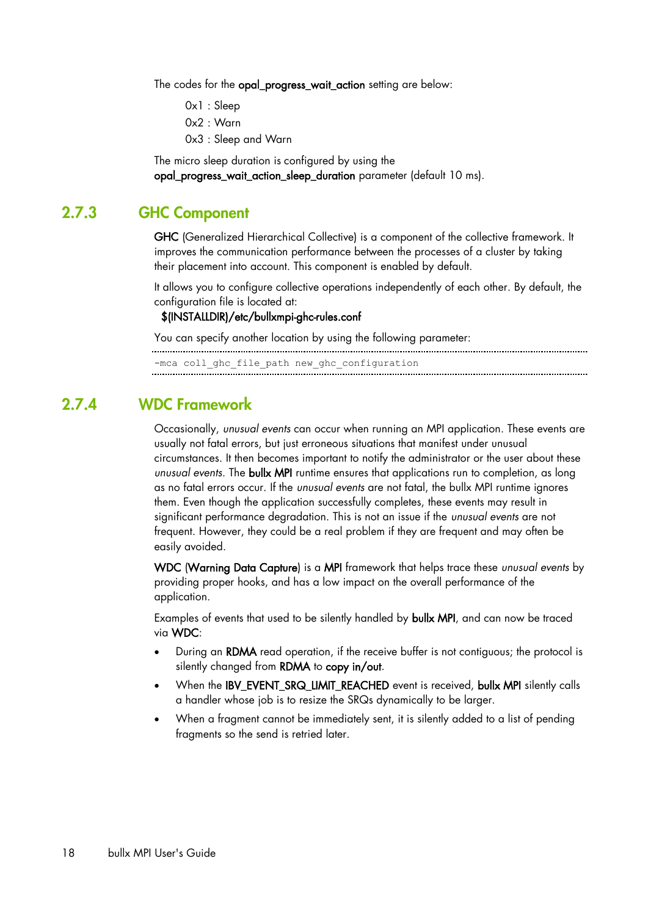The codes for the **opal_progress_wait_action** setting are below:

0x1 : Sleep
0x2 : Warn
0x3 : Sleep and Warn

The micro sleep duration is configured by using the **opal_progress_wait_action_sleep_duration** parameter (default 10 ms).

### 2.7.3 GHC Component

**GHC** (Generalized Hierarchical Collective) is a component of the collective framework. It improves the communication performance between the processes of a cluster by taking their placement into account. This component is enabled by default.

It allows you to configure collective operations independently of each other. By default, the configuration file is located at:
**$(INSTALLDIR)/etc/bullxmpi-ghc-rules.conf**

You can specify another location by using the following parameter:

```
-mca coll_ghc_file_path new_ghc_configuration
```

### 2.7.4 WDC Framework

Occasionally, *unusual events* can occur when running an MPI application. These events are usually not fatal errors, but just erroneous situations that manifest under unusual circumstances. It then becomes important to notify the administrator or the user about these *unusual events*. The **bullx MPI** runtime ensures that applications run to completion, as long as no fatal errors occur. If the *unusual events* are not fatal, the bullx MPI runtime ignores them. Even though the application successfully completes, these events may result in significant performance degradation. This is not an issue if the *unusual events* are not frequent. However, they could be a real problem if they are frequent and may often be easily avoided.

**WDC** (**Warning Data Capture**) is a **MPI** framework that helps trace these *unusual events* by providing proper hooks, and has a low impact on the overall performance of the application.

Examples of events that used to be silently handled by **bullx MPI**, and can now be traced via **WDC**:

- During an **RDMA** read operation, if the receive buffer is not contiguous; the protocol is silently changed from **RDMA** to **copy in/out**.
- When the **IBV_EVENT_SRQ_LIMIT_REACHED** event is received, **bullx MPI** silently calls a handler whose job is to resize the SRQs dynamically to be larger.
- When a fragment cannot be immediately sent, it is silently added to a list of pending fragments so the send is retried later.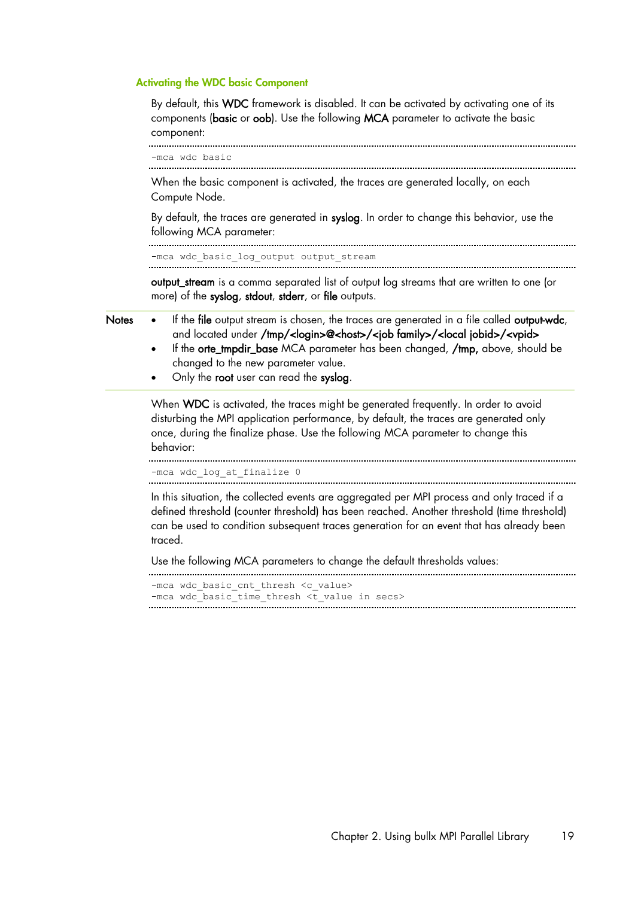### Activating the WDC basic Component

By default, this **WDC** framework is disabled. It can be activated by activating one of its components (**basic** or **oob**). Use the following **MCA** parameter to activate the basic component:

```
-mca wdc basic
```

When the basic component is activated, the traces are generated locally, on each Compute Node.

By default, the traces are generated in **syslog**. In order to change this behavior, use the following MCA parameter:

```
-mca wdc_basic_log_output output_stream
```

**output_stream** is a comma separated list of output log streams that are written to one (or more) of the **syslog**, **stdout**, **stderr**, or **file** outputs.

**Notes**

- If the **file** output stream is chosen, the traces are generated in a file called **output-wdc**, and located under **/tmp/<login>@<host>/<job family>/<local jobid>/<vpid>**
- If the **orte_tmpdir_base** MCA parameter has been changed, **/tmp,** above, should be changed to the new parameter value.
- Only the **root** user can read the **syslog**.

When **WDC** is activated, the traces might be generated frequently. In order to avoid disturbing the MPI application performance, by default, the traces are generated only once, during the finalize phase. Use the following MCA parameter to change this behavior:

```
-mca wdc_log_at_finalize 0
```

In this situation, the collected events are aggregated per MPI process and only traced if a defined threshold (counter threshold) has been reached. Another threshold (time threshold) can be used to condition subsequent traces generation for an event that has already been traced.

Use the following MCA parameters to change the default thresholds values:

```
-mca wdc_basic_cnt_thresh <c_value>
-mca wdc_basic_time_thresh <t_value in secs>
```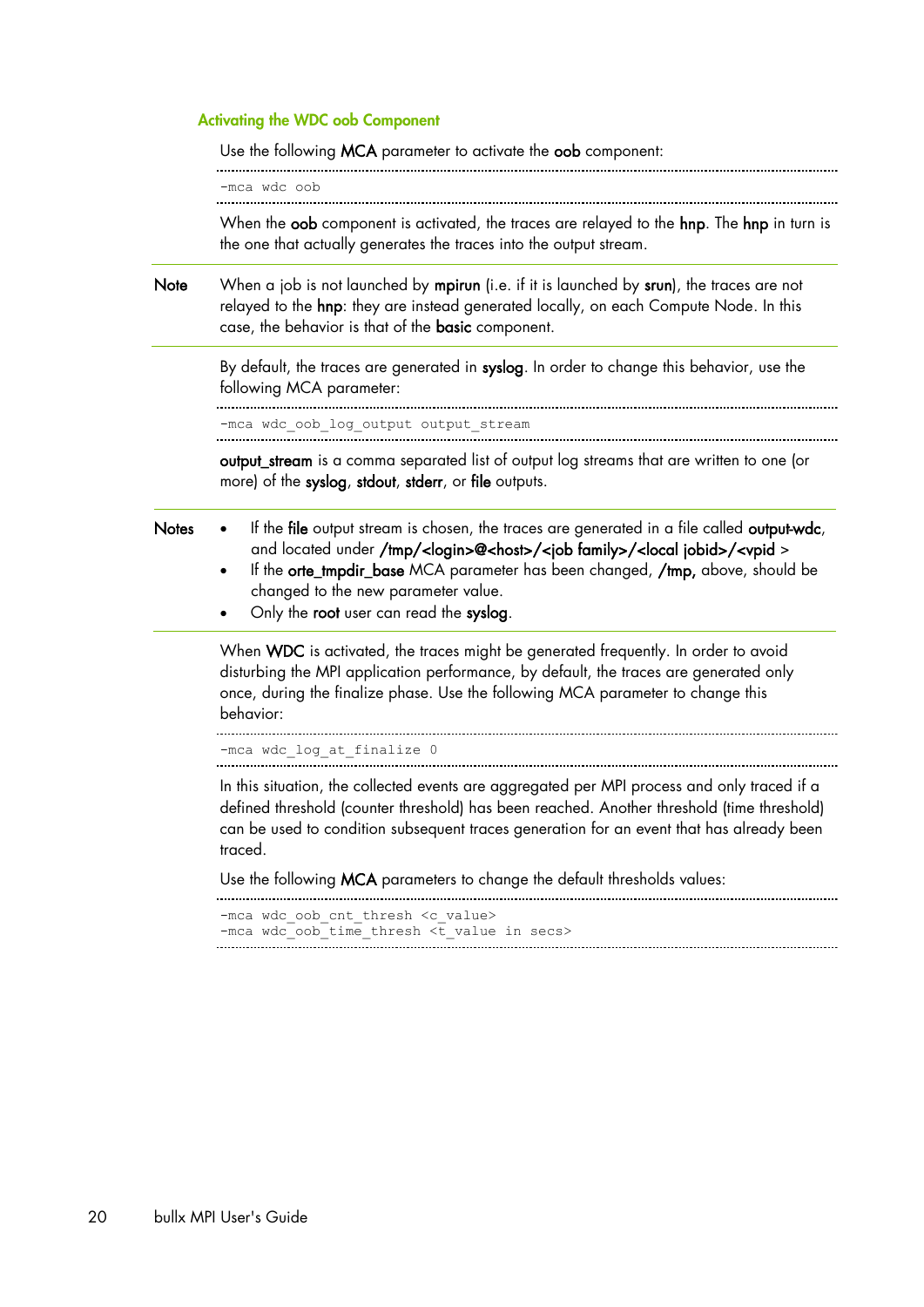### Activating the WDC oob Component

Use the following **MCA** parameter to activate the **oob** component:

```
-mca wdc oob
```

When the **oob** component is activated, the traces are relayed to the **hnp**. The **hnp** in turn is the one that actually generates the traces into the output stream.

**Note** When a job is not launched by **mpirun** (i.e. if it is launched by **srun**), the traces are not relayed to the **hnp**: they are instead generated locally, on each Compute Node. In this case, the behavior is that of the **basic** component.

By default, the traces are generated in **syslog**. In order to change this behavior, use the following MCA parameter:

```
-mca wdc_oob_log_output output_stream
```

**output_stream** is a comma separated list of output log streams that are written to one (or more) of the **syslog**, **stdout**, **stderr**, or **file** outputs.

**Notes**

- If the **file** output stream is chosen, the traces are generated in a file called **output-wdc**, and located under **/tmp/<login>@<host>/<job family>/<local jobid>/<vpid** >
- If the **orte_tmpdir_base** MCA parameter has been changed, **/tmp,** above, should be changed to the new parameter value.
- Only the **root** user can read the **syslog**.

When **WDC** is activated, the traces might be generated frequently. In order to avoid disturbing the MPI application performance, by default, the traces are generated only once, during the finalize phase. Use the following MCA parameter to change this behavior:

```
-mca wdc_log_at_finalize 0
```

In this situation, the collected events are aggregated per MPI process and only traced if a defined threshold (counter threshold) has been reached. Another threshold (time threshold) can be used to condition subsequent traces generation for an event that has already been traced.

Use the following **MCA** parameters to change the default thresholds values:

```
-mca wdc_oob_cnt_thresh <c_value>
-mca wdc_oob_time_thresh <t_value in secs>
```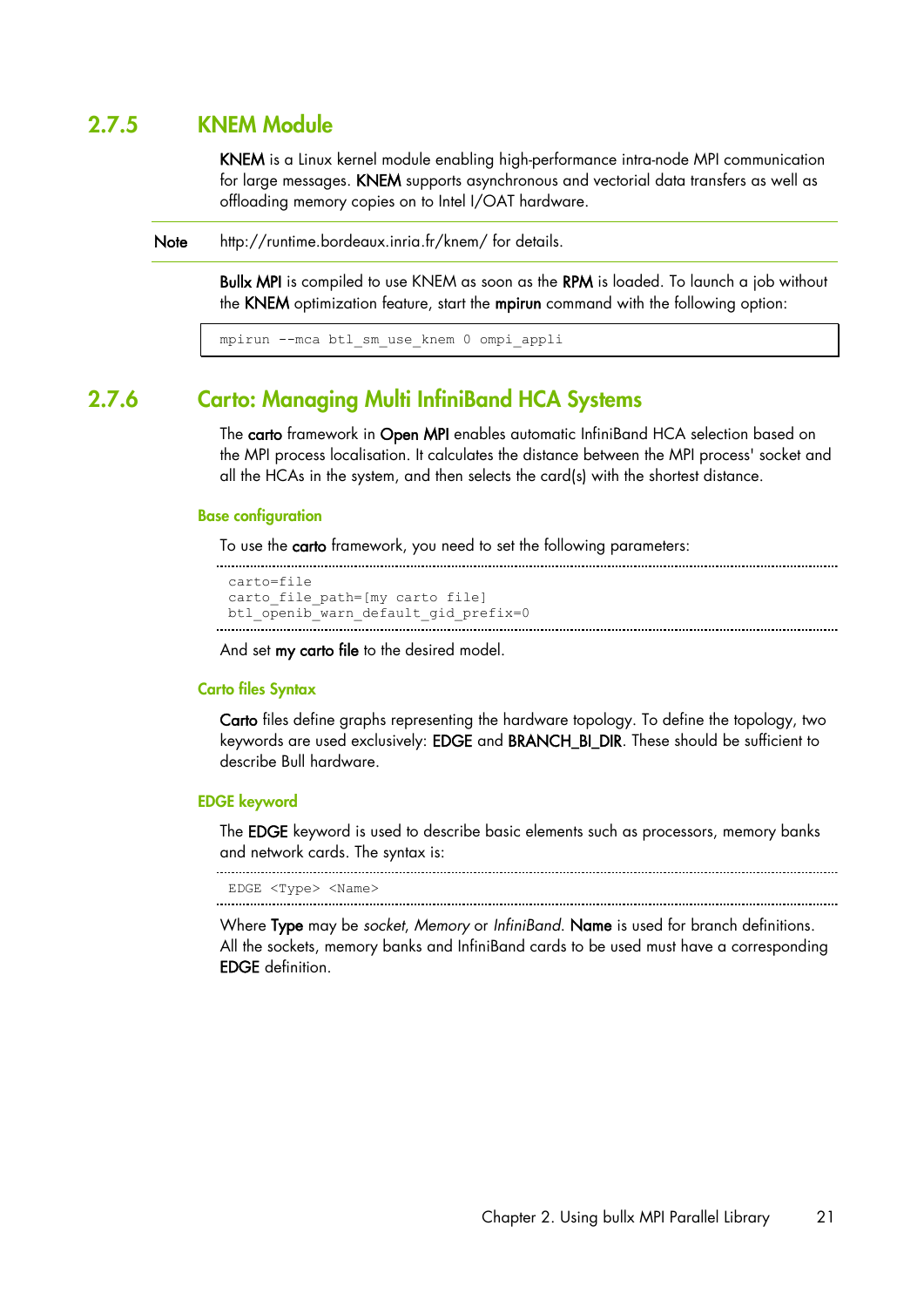## 2.7.5 KNEM Module

**KNEM** is a Linux kernel module enabling high-performance intra-node MPI communication for large messages. **KNEM** supports asynchronous and vectorial data transfers as well as offloading memory copies on to Intel I/OAT hardware.

**Note** http://runtime.bordeaux.inria.fr/knem/ for details.

**Bullx MPI** is compiled to use KNEM as soon as the **RPM** is loaded. To launch a job without the **KNEM** optimization feature, start the **mpirun** command with the following option:

```
mpirun --mca btl_sm_use_knem 0 ompi_appli
```

## 2.7.6 Carto: Managing Multi InfiniBand HCA Systems

The **carto** framework in **Open MPI** enables automatic InfiniBand HCA selection based on the MPI process localisation. It calculates the distance between the MPI process' socket and all the HCAs in the system, and then selects the card(s) with the shortest distance.

### Base configuration

To use the **carto** framework, you need to set the following parameters:

```
carto=file
carto_file_path=[my carto file]
btl_openib_warn_default_gid_prefix=0
```

And set **my carto file** to the desired model.

### Carto files Syntax

**Carto** files define graphs representing the hardware topology. To define the topology, two keywords are used exclusively: **EDGE** and **BRANCH_BI_DIR**. These should be sufficient to describe Bull hardware.

### EDGE keyword

The **EDGE** keyword is used to describe basic elements such as processors, memory banks and network cards. The syntax is:

```
EDGE <Type> <Name>
```

Where **Type** may be *socket*, *Memory* or *InfiniBand*. **Name** is used for branch definitions. All the sockets, memory banks and InfiniBand cards to be used must have a corresponding **EDGE** definition.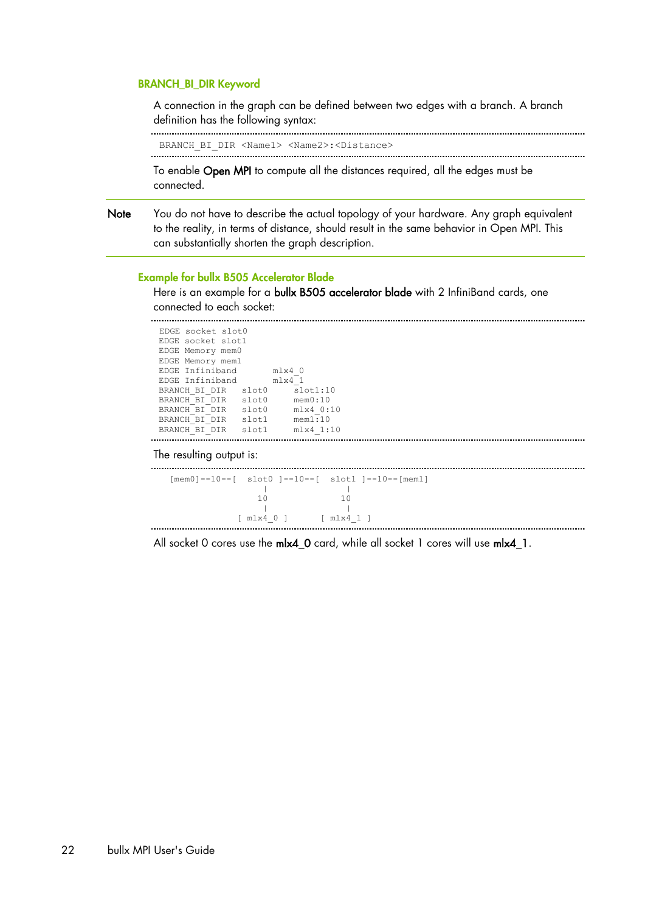### BRANCH_BI_DIR Keyword

A connection in the graph can be defined between two edges with a branch. A branch definition has the following syntax:

```
BRANCH_BI_DIR <Name1> <Name2>:<Distance>
```

To enable **Open MPI** to compute all the distances required, all the edges must be connected.

**Note** You do not have to describe the actual topology of your hardware. Any graph equivalent to the reality, in terms of distance, should result in the same behavior in Open MPI. This can substantially shorten the graph description.

### Example for bullx B505 Accelerator Blade

Here is an example for a **bullx B505 accelerator blade** with 2 InfiniBand cards, one connected to each socket:

```
EDGE socket slot0
EDGE socket slot1
EDGE Memory mem0
EDGE Memory mem1
EDGE Infiniband       mlx4_0
EDGE Infiniband       mlx4_1
BRANCH_BI_DIR   slot0     slot1:10
BRANCH_BI_DIR   slot0     mem0:10
BRANCH_BI_DIR   slot0     mlx4_0:10
BRANCH_BI_DIR   slot1     mem1:10
BRANCH_BI_DIR   slot1     mlx4_1:10
```

The resulting output is:

```
  [mem0]--10--[  slot0 ]--10--[  slot1 ]--10--[mem1]
                   |               |
                  10              10
                   |               |
               [ mlx4_0 ]      [ mlx4_1 ]
```

All socket 0 cores use the **mlx4_0** card, while all socket 1 cores will use **mlx4_1**.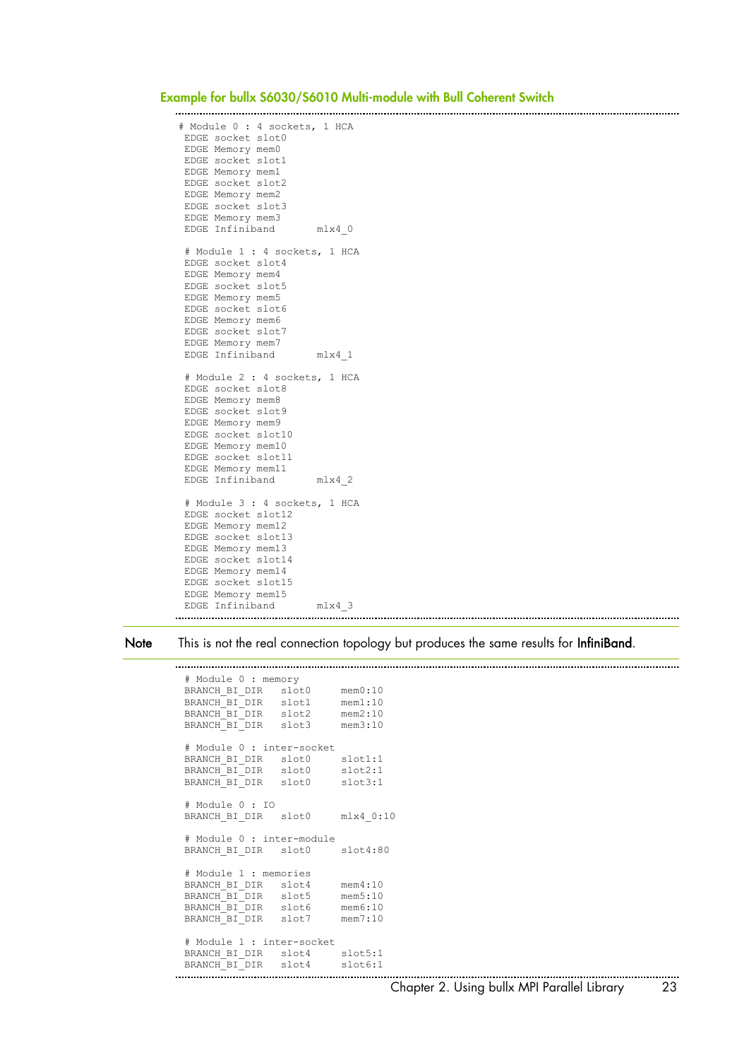#### Example for bullx S6030/S6010 Multi-module with Bull Coherent Switch

```
# Module 0 : 4 sockets, 1 HCA
 EDGE socket slot0
 EDGE Memory mem0
 EDGE socket slot1
 EDGE Memory mem1
 EDGE socket slot2
 EDGE Memory mem2
 EDGE socket slot3
 EDGE Memory mem3
 EDGE Infiniband       mlx4_0

 # Module 1 : 4 sockets, 1 HCA
 EDGE socket slot4
 EDGE Memory mem4
 EDGE socket slot5
 EDGE Memory mem5
 EDGE socket slot6
 EDGE Memory mem6
 EDGE socket slot7
 EDGE Memory mem7
 EDGE Infiniband       mlx4_1

 # Module 2 : 4 sockets, 1 HCA
 EDGE socket slot8
 EDGE Memory mem8
 EDGE socket slot9
 EDGE Memory mem9
 EDGE socket slot10
 EDGE Memory mem10
 EDGE socket slot11
 EDGE Memory mem11
 EDGE Infiniband       mlx4_2

 # Module 3 : 4 sockets, 1 HCA
 EDGE socket slot12
 EDGE Memory mem12
 EDGE socket slot13
 EDGE Memory mem13
 EDGE socket slot14
 EDGE Memory mem14
 EDGE socket slot15
 EDGE Memory mem15
 EDGE Infiniband       mlx4_3
```

**Note** This is not the real connection topology but produces the same results for **InfiniBand**.

```
 # Module 0 : memory
 BRANCH_BI_DIR   slot0     mem0:10
 BRANCH_BI_DIR   slot1     mem1:10
 BRANCH_BI_DIR   slot2     mem2:10
 BRANCH_BI_DIR   slot3     mem3:10

 # Module 0 : inter-socket
 BRANCH_BI_DIR   slot0     slot1:1
 BRANCH_BI_DIR   slot0     slot2:1
 BRANCH_BI_DIR   slot0     slot3:1

 # Module 0 : IO
 BRANCH_BI_DIR   slot0     mlx4_0:10

 # Module 0 : inter-module
 BRANCH_BI_DIR   slot0     slot4:80

 # Module 1 : memories
 BRANCH_BI_DIR   slot4     mem4:10
 BRANCH_BI_DIR   slot5     mem5:10
 BRANCH_BI_DIR   slot6     mem6:10
 BRANCH_BI_DIR   slot7     mem7:10

 # Module 1 : inter-socket
 BRANCH_BI_DIR   slot4     slot5:1
 BRANCH_BI_DIR   slot4     slot6:1
```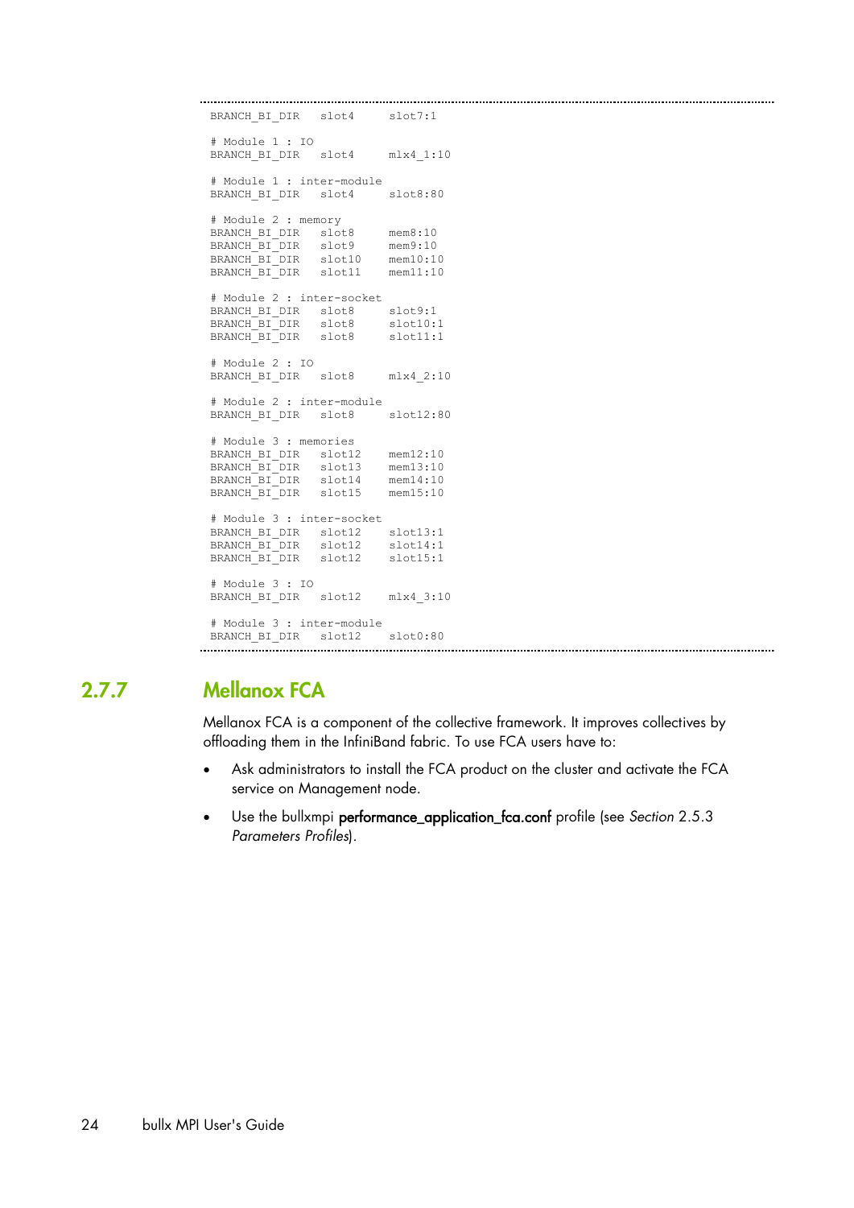```
BRANCH_BI_DIR   slot4     slot7:1

# Module 1 : IO
BRANCH_BI_DIR   slot4     mlx4_1:10

# Module 1 : inter-module
BRANCH_BI_DIR   slot4     slot8:80

# Module 2 : memory
BRANCH_BI_DIR   slot8     mem8:10
BRANCH_BI_DIR   slot9     mem9:10
BRANCH_BI_DIR   slot10    mem10:10
BRANCH_BI_DIR   slot11    mem11:10

# Module 2 : inter-socket
BRANCH_BI_DIR   slot8     slot9:1
BRANCH_BI_DIR   slot8     slot10:1
BRANCH_BI_DIR   slot8     slot11:1

# Module 2 : IO
BRANCH_BI_DIR   slot8     mlx4_2:10

# Module 2 : inter-module
BRANCH_BI_DIR   slot8     slot12:80

# Module 3 : memories
BRANCH_BI_DIR   slot12    mem12:10
BRANCH_BI_DIR   slot13    mem13:10
BRANCH_BI_DIR   slot14    mem14:10
BRANCH_BI_DIR   slot15    mem15:10

# Module 3 : inter-socket
BRANCH_BI_DIR   slot12    slot13:1
BRANCH_BI_DIR   slot12    slot14:1
BRANCH_BI_DIR   slot12    slot15:1

# Module 3 : IO
BRANCH_BI_DIR   slot12    mlx4_3:10

# Module 3 : inter-module
BRANCH_BI_DIR   slot12    slot0:80
```

## 2.7.7 Mellanox FCA

Mellanox FCA is a component of the collective framework. It improves collectives by offloading them in the InfiniBand fabric. To use FCA users have to:

- Ask administrators to install the FCA product on the cluster and activate the FCA service on Management node.
- Use the bullxmpi **performance_application_fca.conf** profile (see *Section* 2.5.3 *Parameters Profiles*).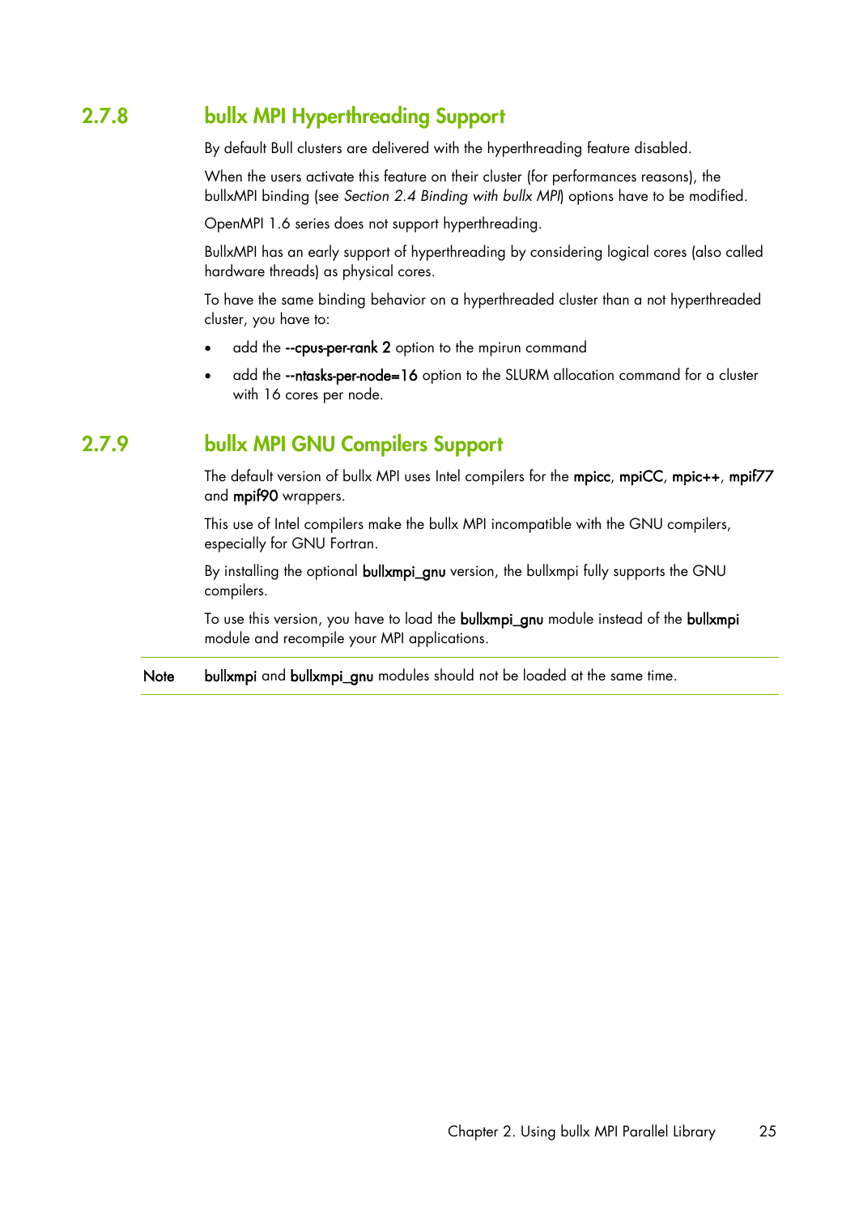### 2.7.8 bullx MPI Hyperthreading Support

By default Bull clusters are delivered with the hyperthreading feature disabled.

When the users activate this feature on their cluster (for performances reasons), the bullxMPI binding (see *Section 2.4 Binding with bullx MPI*) options have to be modified.

OpenMPI 1.6 series does not support hyperthreading.

BullxMPI has an early support of hyperthreading by considering logical cores (also called hardware threads) as physical cores.

To have the same binding behavior on a hyperthreaded cluster than a not hyperthreaded cluster, you have to:

- add the **--cpus-per-rank 2** option to the mpirun command
- add the **--ntasks-per-node=16** option to the SLURM allocation command for a cluster with 16 cores per node.

### 2.7.9 bullx MPI GNU Compilers Support

The default version of bullx MPI uses Intel compilers for the **mpicc**, **mpiCC**, **mpic++**, **mpif77** and **mpif90** wrappers.

This use of Intel compilers make the bullx MPI incompatible with the GNU compilers, especially for GNU Fortran.

By installing the optional **bullxmpi_gnu** version, the bullxmpi fully supports the GNU compilers.

To use this version, you have to load the **bullxmpi_gnu** module instead of the **bullxmpi** module and recompile your MPI applications.

**Note** **bullxmpi** and **bullxmpi_gnu** modules should not be loaded at the same time.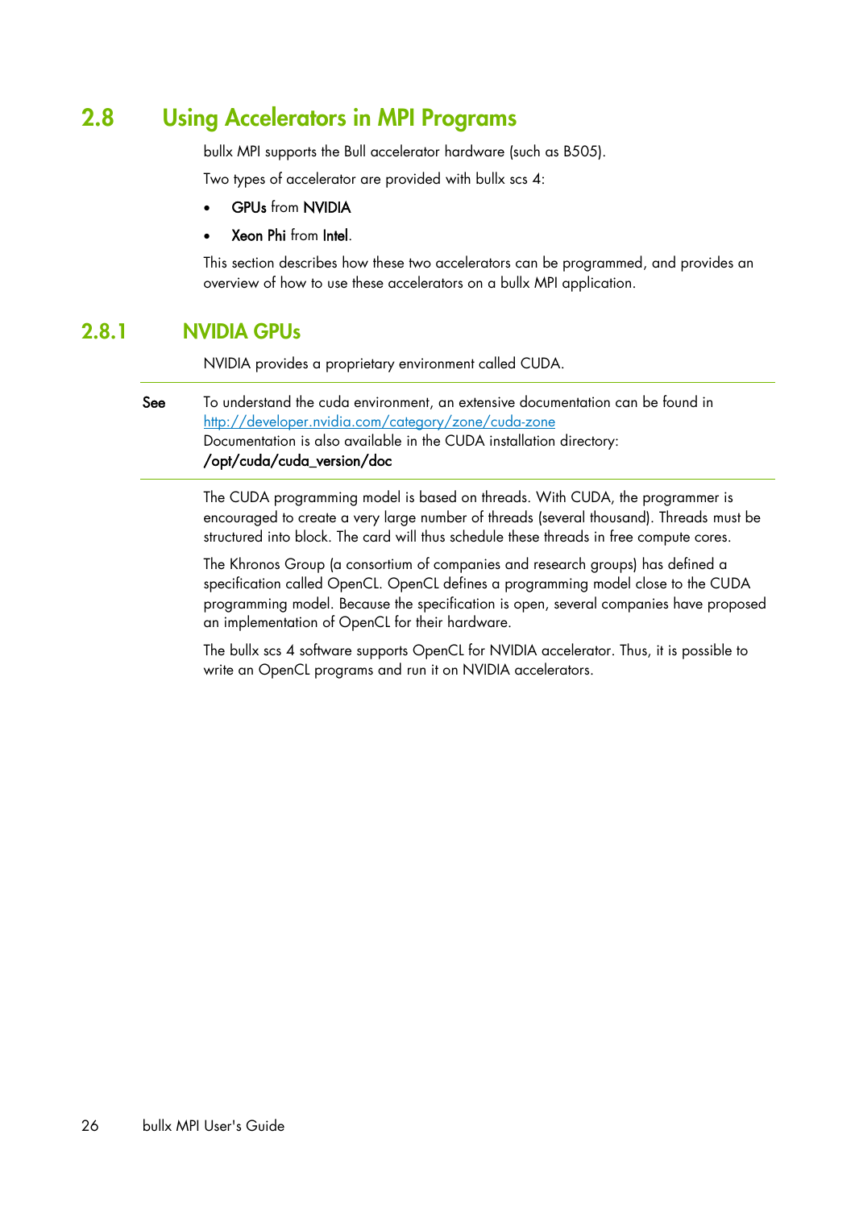## 2.8 Using Accelerators in MPI Programs

bullx MPI supports the Bull accelerator hardware (such as B505).

Two types of accelerator are provided with bullx scs 4:

- **GPUs** from **NVIDIA**
- **Xeon Phi** from **Intel**.

This section describes how these two accelerators can be programmed, and provides an overview of how to use these accelerators on a bullx MPI application.

### 2.8.1 NVIDIA GPUs

NVIDIA provides a proprietary environment called CUDA.

---

**See** To understand the cuda environment, an extensive documentation can be found in http://developer.nvidia.com/category/zone/cuda-zone
Documentation is also available in the CUDA installation directory:
**/opt/cuda/cuda_version/doc**

---

The CUDA programming model is based on threads. With CUDA, the programmer is encouraged to create a very large number of threads (several thousand). Threads must be structured into block. The card will thus schedule these threads in free compute cores.

The Khronos Group (a consortium of companies and research groups) has defined a specification called OpenCL. OpenCL defines a programming model close to the CUDA programming model. Because the specification is open, several companies have proposed an implementation of OpenCL for their hardware.

The bullx scs 4 software supports OpenCL for NVIDIA accelerator. Thus, it is possible to write an OpenCL programs and run it on NVIDIA accelerators.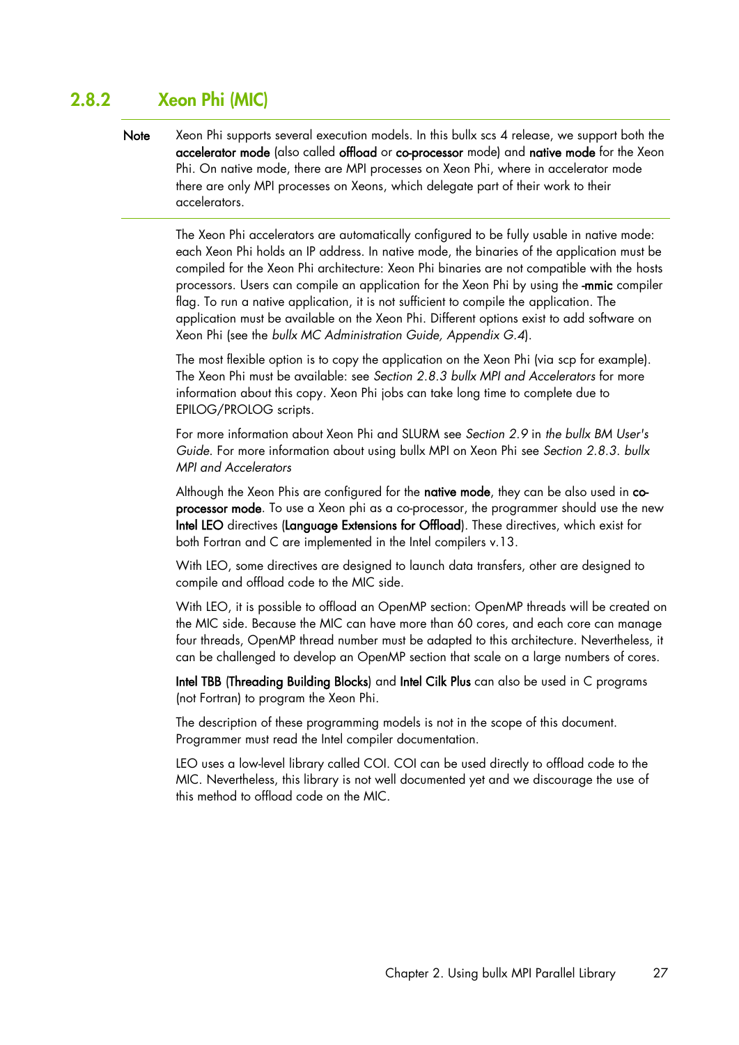### 2.8.2 Xeon Phi (MIC)

**Note** Xeon Phi supports several execution models. In this bullx scs 4 release, we support both the **accelerator mode** (also called **offload** or **co-processor** mode) and **native mode** for the Xeon Phi. On native mode, there are MPI processes on Xeon Phi, where in accelerator mode there are only MPI processes on Xeons, which delegate part of their work to their accelerators.

The Xeon Phi accelerators are automatically configured to be fully usable in native mode: each Xeon Phi holds an IP address. In native mode, the binaries of the application must be compiled for the Xeon Phi architecture: Xeon Phi binaries are not compatible with the hosts processors. Users can compile an application for the Xeon Phi by using the **-mmic** compiler flag. To run a native application, it is not sufficient to compile the application. The application must be available on the Xeon Phi. Different options exist to add software on Xeon Phi (see the *bullx MC Administration Guide, Appendix G.4*).

The most flexible option is to copy the application on the Xeon Phi (via scp for example). The Xeon Phi must be available: see *Section 2.8.3 bullx MPI and Accelerators* for more information about this copy. Xeon Phi jobs can take long time to complete due to EPILOG/PROLOG scripts.

For more information about Xeon Phi and SLURM see *Section 2.9* in *the bullx BM User's Guide*. For more information about using bullx MPI on Xeon Phi see *Section 2.8.3. bullx MPI and Accelerators*

Although the Xeon Phis are configured for the **native mode**, they can be also used in **co-processor mode**. To use a Xeon phi as a co-processor, the programmer should use the new **Intel LEO** directives (**Language Extensions for Offload**). These directives, which exist for both Fortran and C are implemented in the Intel compilers v.13.

With LEO, some directives are designed to launch data transfers, other are designed to compile and offload code to the MIC side.

With LEO, it is possible to offload an OpenMP section: OpenMP threads will be created on the MIC side. Because the MIC can have more than 60 cores, and each core can manage four threads, OpenMP thread number must be adapted to this architecture. Nevertheless, it can be challenged to develop an OpenMP section that scale on a large numbers of cores.

**Intel TBB** (**Threading Building Blocks**) and **Intel Cilk Plus** can also be used in C programs (not Fortran) to program the Xeon Phi.

The description of these programming models is not in the scope of this document. Programmer must read the Intel compiler documentation.

LEO uses a low-level library called COI. COI can be used directly to offload code to the MIC. Nevertheless, this library is not well documented yet and we discourage the use of this method to offload code on the MIC.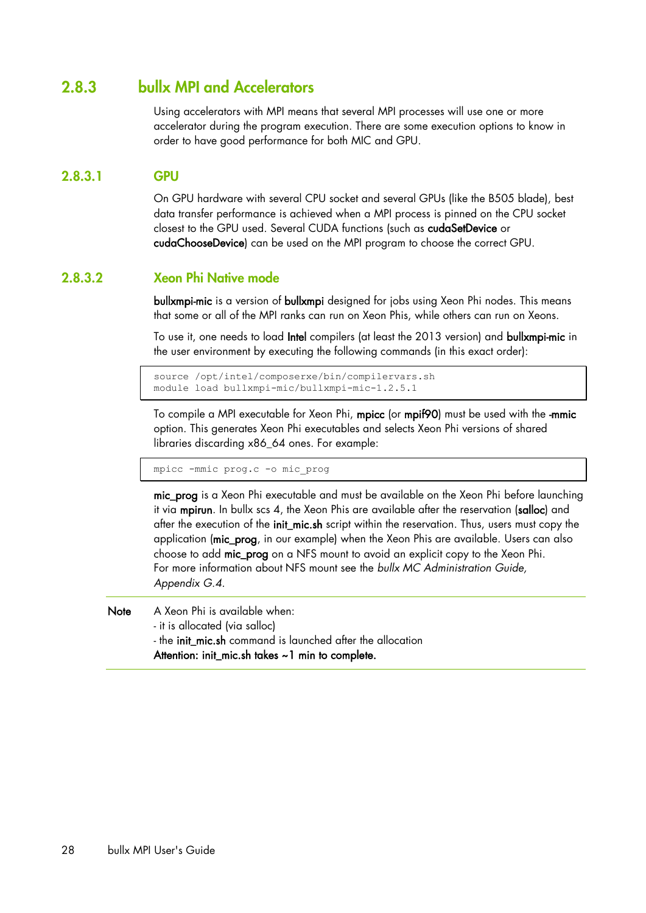### 2.8.3 bullx MPI and Accelerators

Using accelerators with MPI means that several MPI processes will use one or more accelerator during the program execution. There are some execution options to know in order to have good performance for both MIC and GPU.

#### 2.8.3.1 GPU

On GPU hardware with several CPU socket and several GPUs (like the B505 blade), best data transfer performance is achieved when a MPI process is pinned on the CPU socket closest to the GPU used. Several CUDA functions (such as **cudaSetDevice** or **cudaChooseDevice**) can be used on the MPI program to choose the correct GPU.

#### 2.8.3.2 Xeon Phi Native mode

**bullxmpi-mic** is a version of **bullxmpi** designed for jobs using Xeon Phi nodes. This means that some or all of the MPI ranks can run on Xeon Phis, while others can run on Xeons.

To use it, one needs to load **Intel** compilers (at least the 2013 version) and **bullxmpi-mic** in the user environment by executing the following commands (in this exact order):

```
source /opt/intel/composerxe/bin/compilervars.sh
module load bullxmpi-mic/bullxmpi-mic-1.2.5.1
```

To compile a MPI executable for Xeon Phi, **mpicc** (or **mpif90**) must be used with the **-mmic** option. This generates Xeon Phi executables and selects Xeon Phi versions of shared libraries discarding x86_64 ones. For example:

```
mpicc -mmic prog.c -o mic_prog
```

**mic_prog** is a Xeon Phi executable and must be available on the Xeon Phi before launching it via **mpirun**. In bullx scs 4, the Xeon Phis are available after the reservation (**salloc**) and after the execution of the **init_mic.sh** script within the reservation. Thus, users must copy the application (**mic_prog**, in our example) when the Xeon Phis are available. Users can also choose to add **mic_prog** on a NFS mount to avoid an explicit copy to the Xeon Phi.
For more information about NFS mount see the *bullx MC Administration Guide, Appendix G.4.*

---

**Note** A Xeon Phi is available when:
- it is allocated (via salloc)
- the **init_mic.sh** command is launched after the allocation
**Attention: init_mic.sh takes ~1 min to complete.**

---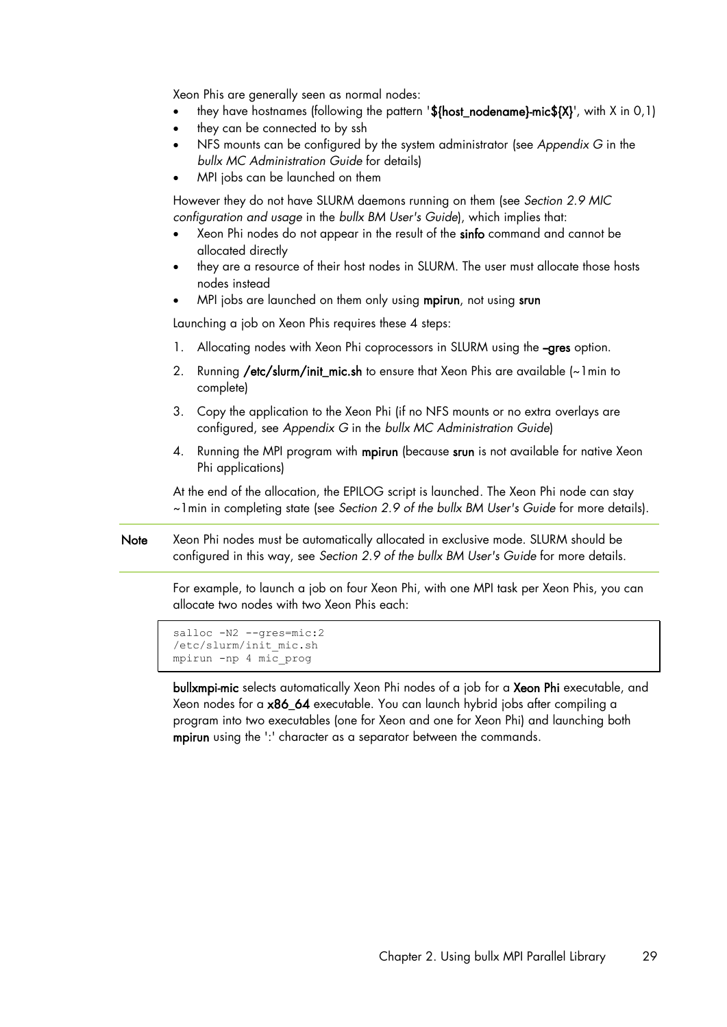Xeon Phis are generally seen as normal nodes:

- they have hostnames (following the pattern '**${host_nodename}-mic${X}**', with X in 0,1)
- they can be connected to by ssh
- NFS mounts can be configured by the system administrator (see *Appendix G* in the *bullx MC Administration Guide* for details)
- MPI jobs can be launched on them

However they do not have SLURM daemons running on them (see *Section 2.9 MIC configuration and usage* in the *bullx BM User's Guide*), which implies that:

- Xeon Phi nodes do not appear in the result of the **sinfo** command and cannot be allocated directly
- they are a resource of their host nodes in SLURM. The user must allocate those hosts nodes instead
- MPI jobs are launched on them only using **mpirun**, not using **srun**

Launching a job on Xeon Phis requires these 4 steps:

1. Allocating nodes with Xeon Phi coprocessors in SLURM using the **–gres** option.
2. Running **/etc/slurm/init_mic.sh** to ensure that Xeon Phis are available (~1min to complete)
3. Copy the application to the Xeon Phi (if no NFS mounts or no extra overlays are configured, see *Appendix G* in the *bullx MC Administration Guide*)
4. Running the MPI program with **mpirun** (because **srun** is not available for native Xeon Phi applications)

At the end of the allocation, the EPILOG script is launched. The Xeon Phi node can stay ~1min in completing state (see *Section 2.9 of the bullx BM User's Guide* for more details).

---

**Note** Xeon Phi nodes must be automatically allocated in exclusive mode. SLURM should be configured in this way, see *Section 2.9 of the bullx BM User's Guide* for more details.

---

For example, to launch a job on four Xeon Phi, with one MPI task per Xeon Phis, you can allocate two nodes with two Xeon Phis each:

```
salloc -N2 --gres=mic:2
/etc/slurm/init_mic.sh
mpirun -np 4 mic_prog
```

**bullxmpi-mic** selects automatically Xeon Phi nodes of a job for a **Xeon Phi** executable, and Xeon nodes for a **x86_64** executable. You can launch hybrid jobs after compiling a program into two executables (one for Xeon and one for Xeon Phi) and launching both **mpirun** using the ':' character as a separator between the commands.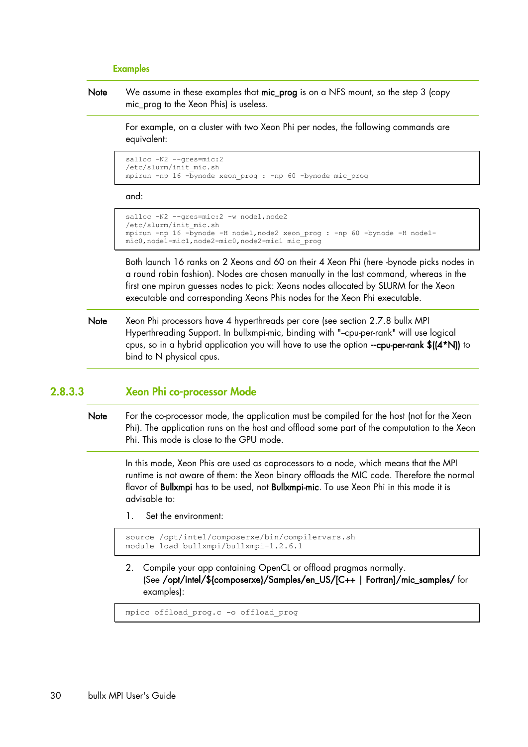**Examples**

**Note** We assume in these examples that **mic_prog** is on a NFS mount, so the step 3 (copy mic_prog to the Xeon Phis) is useless.

For example, on a cluster with two Xeon Phi per nodes, the following commands are equivalent:

```
salloc -N2 --gres=mic:2
/etc/slurm/init_mic.sh
mpirun -np 16 -bynode xeon_prog : -np 60 -bynode mic_prog
```

and:

```
salloc -N2 --gres=mic:2 -w node1,node2
/etc/slurm/init_mic.sh
mpirun -np 16 -bynode -H node1,node2 xeon_prog : -np 60 -bynode -H node1-
mic0,node1-mic1,node2-mic0,node2-mic1 mic_prog
```

Both launch 16 ranks on 2 Xeons and 60 on their 4 Xeon Phi (here -bynode picks nodes in a round robin fashion). Nodes are chosen manually in the last command, whereas in the first one mpirun guesses nodes to pick: Xeons nodes allocated by SLURM for the Xeon executable and corresponding Xeons Phis nodes for the Xeon Phi executable.

**Note** Xeon Phi processors have 4 hyperthreads per core (see section 2.7.8 bullx MPI Hyperthreading Support. In bullxmpi-mic, binding with "–cpu-per-rank" will use logical cpus, so in a hybrid application you will have to use the option **--cpu-per-rank $((4*N))** to bind to N physical cpus.

### 2.8.3.3 Xeon Phi co-processor Mode

**Note** For the co-processor mode, the application must be compiled for the host (not for the Xeon Phi). The application runs on the host and offload some part of the computation to the Xeon Phi. This mode is close to the GPU mode.

In this mode, Xeon Phis are used as coprocessors to a node, which means that the MPI runtime is not aware of them: the Xeon binary offloads the MIC code. Therefore the normal flavor of **Bullxmpi** has to be used, not **Bullxmpi-mic**. To use Xeon Phi in this mode it is advisable to:

1. Set the environment:

```
source /opt/intel/composerxe/bin/compilervars.sh
module load bullxmpi/bullxmpi-1.2.6.1
```

2. Compile your app containing OpenCL or offload pragmas normally.
   (See **/opt/intel/${composerxe}/Samples/en_US/[C++ | Fortran]/mic_samples/** for examples):

```
mpicc offload_prog.c -o offload_prog
```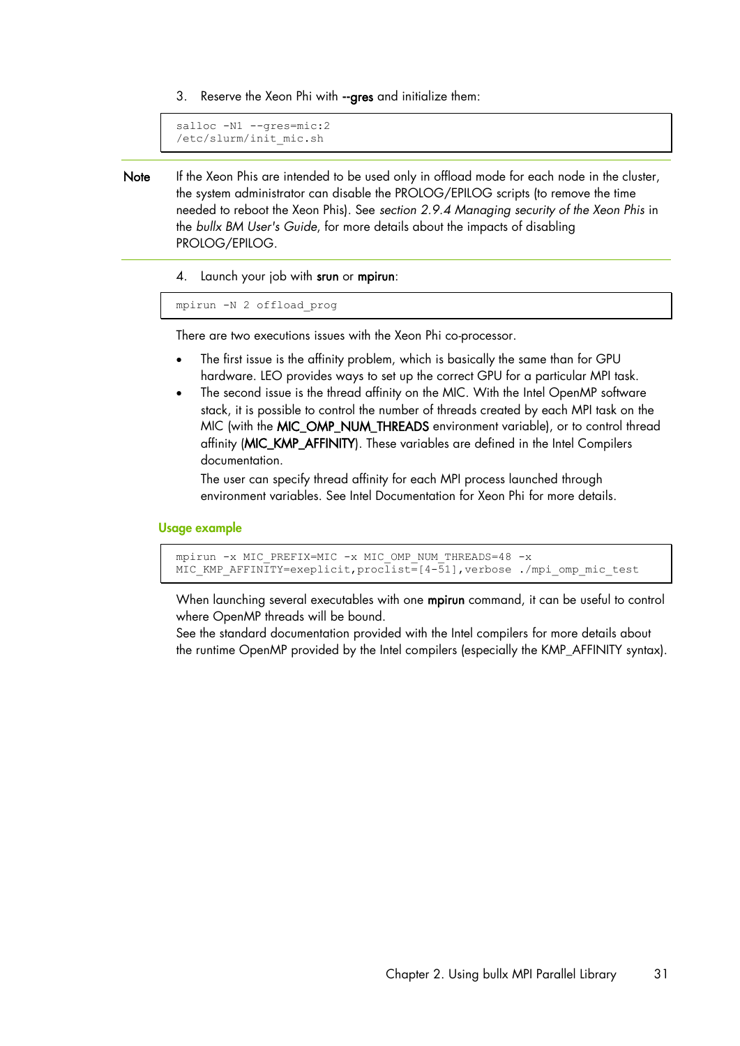3. Reserve the Xeon Phi with **--gres** and initialize them:

```
salloc -N1 --gres=mic:2
/etc/slurm/init_mic.sh
```

**Note** If the Xeon Phis are intended to be used only in offload mode for each node in the cluster, the system administrator can disable the PROLOG/EPILOG scripts (to remove the time needed to reboot the Xeon Phis). See *section 2.9.4 Managing security of the Xeon Phis* in the *bullx BM User's Guide*, for more details about the impacts of disabling PROLOG/EPILOG.

4. Launch your job with **srun** or **mpirun**:

```
mpirun -N 2 offload_prog
```

There are two executions issues with the Xeon Phi co-processor.

- The first issue is the affinity problem, which is basically the same than for GPU hardware. LEO provides ways to set up the correct GPU for a particular MPI task.
- The second issue is the thread affinity on the MIC. With the Intel OpenMP software stack, it is possible to control the number of threads created by each MPI task on the MIC (with the **MIC_OMP_NUM_THREADS** environment variable), or to control thread affinity (**MIC_KMP_AFFINITY**). These variables are defined in the Intel Compilers documentation.
  The user can specify thread affinity for each MPI process launched through environment variables. See Intel Documentation for Xeon Phi for more details.

### Usage example

```
mpirun -x MIC_PREFIX=MIC -x MIC_OMP_NUM_THREADS=48 -x
MIC_KMP_AFFINITY=exeplicit,proclist=[4-51],verbose ./mpi_omp_mic_test
```

When launching several executables with one **mpirun** command, it can be useful to control where OpenMP threads will be bound.
See the standard documentation provided with the Intel compilers for more details about the runtime OpenMP provided by the Intel compilers (especially the KMP_AFFINITY syntax).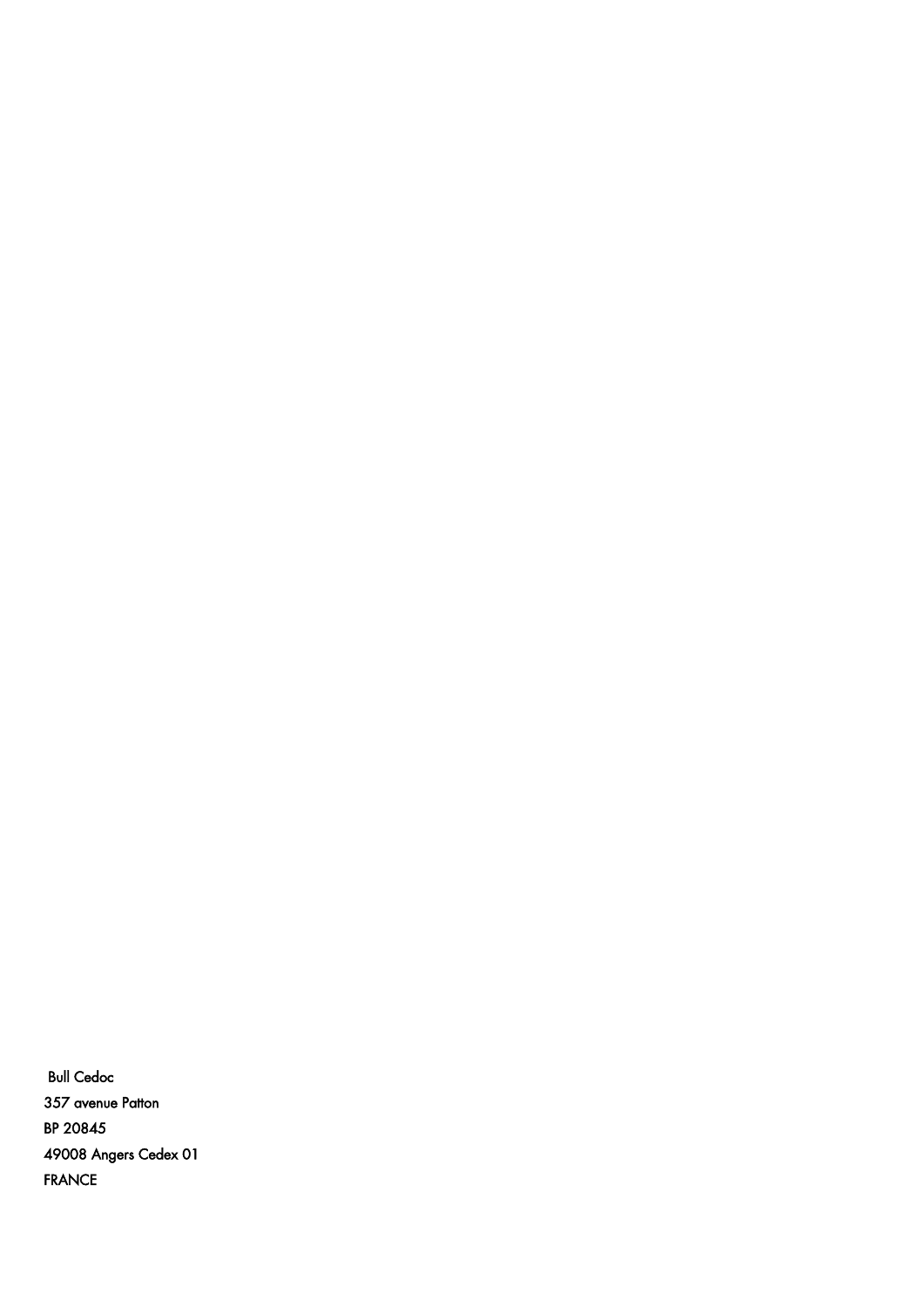Bull Cedoc

357 avenue Patton

BP 20845

49008 Angers Cedex 01

FRANCE